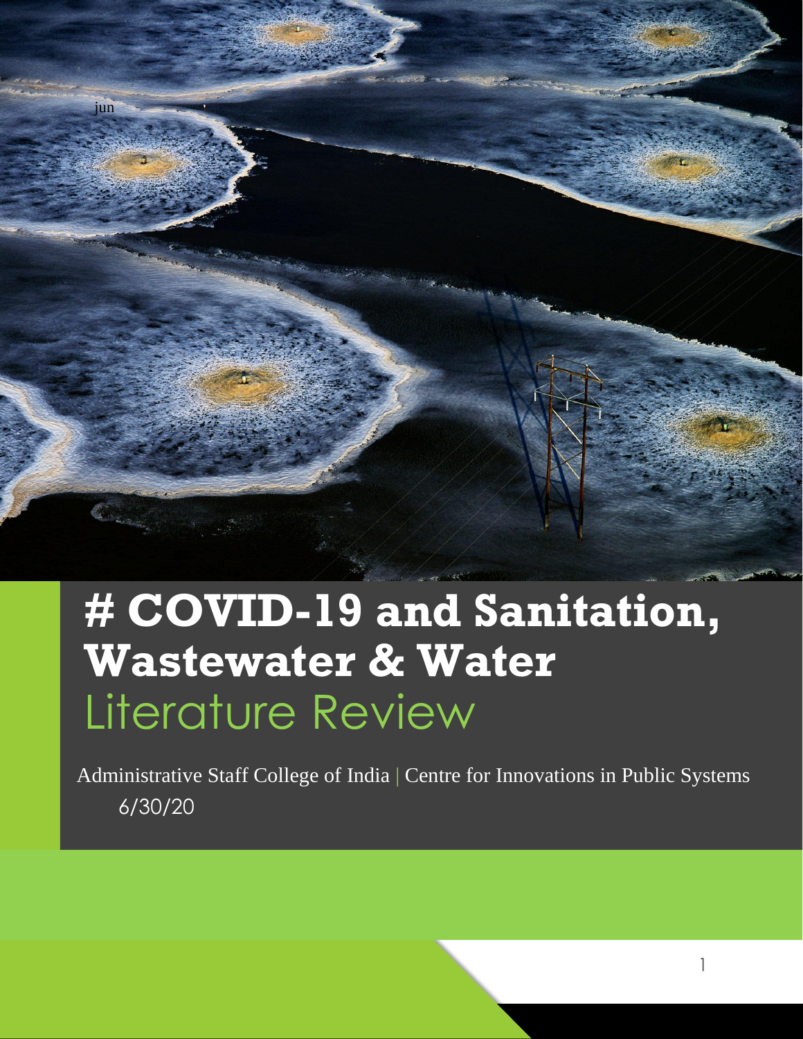jun

# COVID-19 and Sanitation, Wastewater & Water

Literature Review

Administrative Staff College of India | Centre for Innovations in Public Systems

6/30/20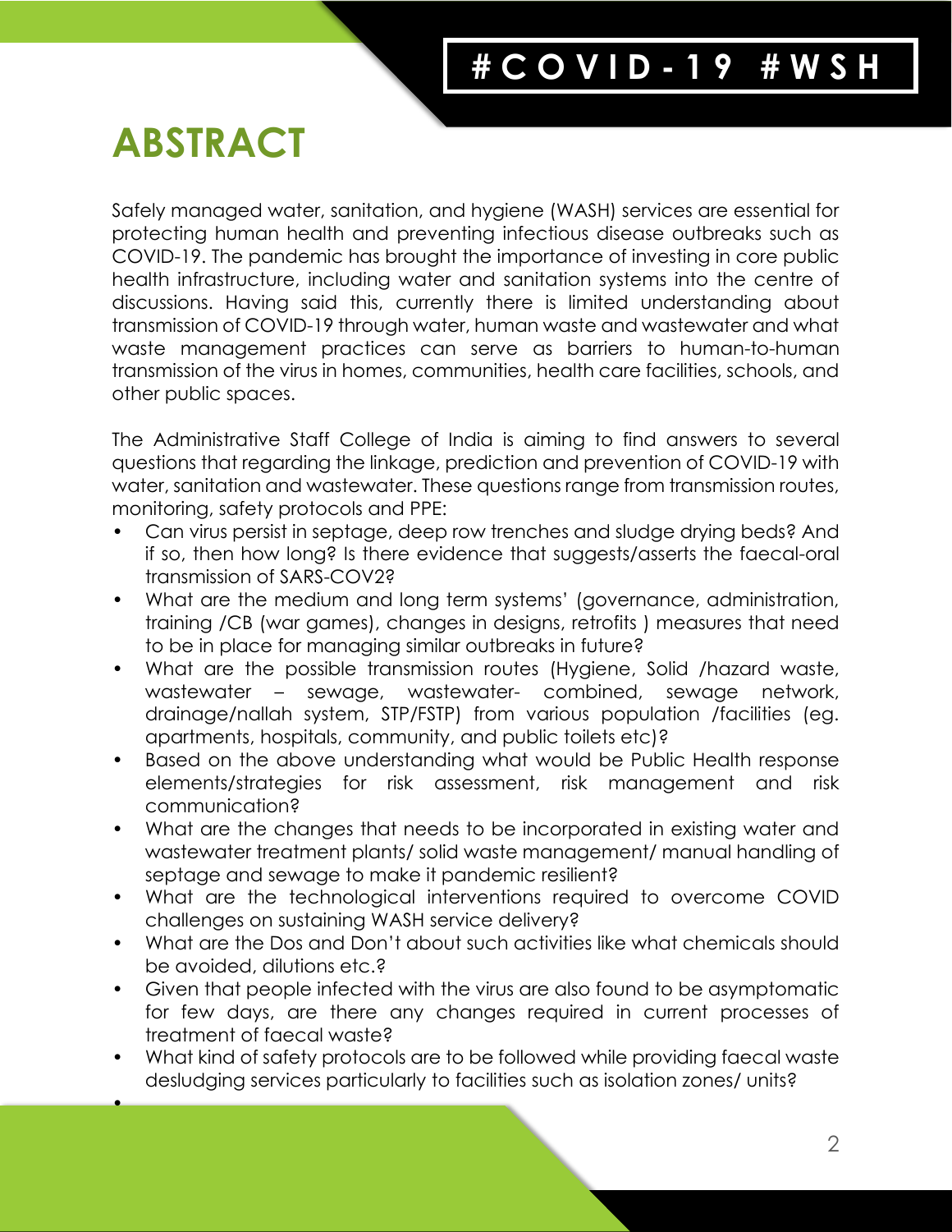# ABSTRACT

Safely managed water, sanitation, and hygiene (WASH) services are essential for protecting human health and preventing infectious disease outbreaks such as COVID-19. The pandemic has brought the importance of investing in core public health infrastructure, including water and sanitation systems into the centre of discussions. Having said this, currently there is limited understanding about transmission of COVID-19 through water, human waste and wastewater and what waste management practices can serve as barriers to human-to-human transmission of the virus in homes, communities, health care facilities, schools, and other public spaces.

The Administrative Staff College of India is aiming to find answers to several questions that regarding the linkage, prediction and prevention of COVID-19 with water, sanitation and wastewater. These questions range from transmission routes, monitoring, safety protocols and PPE:

- Can virus persist in septage, deep row trenches and sludge drying beds? And if so, then how long? Is there evidence that suggests/asserts the faecal-oral transmission of SARS-COV2?
- What are the medium and long term systems' (governance, administration, training /CB (war games), changes in designs, retrofits ) measures that need to be in place for managing similar outbreaks in future?
- What are the possible transmission routes (Hygiene, Solid /hazard waste, wastewater – sewage, wastewater- combined, sewage network, drainage/nallah system, STP/FSTP) from various population /facilities (eg. apartments, hospitals, community, and public toilets etc)?
- Based on the above understanding what would be Public Health response elements/strategies for risk assessment, risk management and risk communication?
- What are the changes that needs to be incorporated in existing water and wastewater treatment plants/ solid waste management/ manual handling of septage and sewage to make it pandemic resilient?
- What are the technological interventions required to overcome COVID challenges on sustaining WASH service delivery?
- What are the Dos and Don't about such activities like what chemicals should be avoided, dilutions etc.?
- Given that people infected with the virus are also found to be asymptomatic for few days, are there any changes required in current processes of treatment of faecal waste?
- What kind of safety protocols are to be followed while providing faecal waste desludging services particularly to facilities such as isolation zones/ units?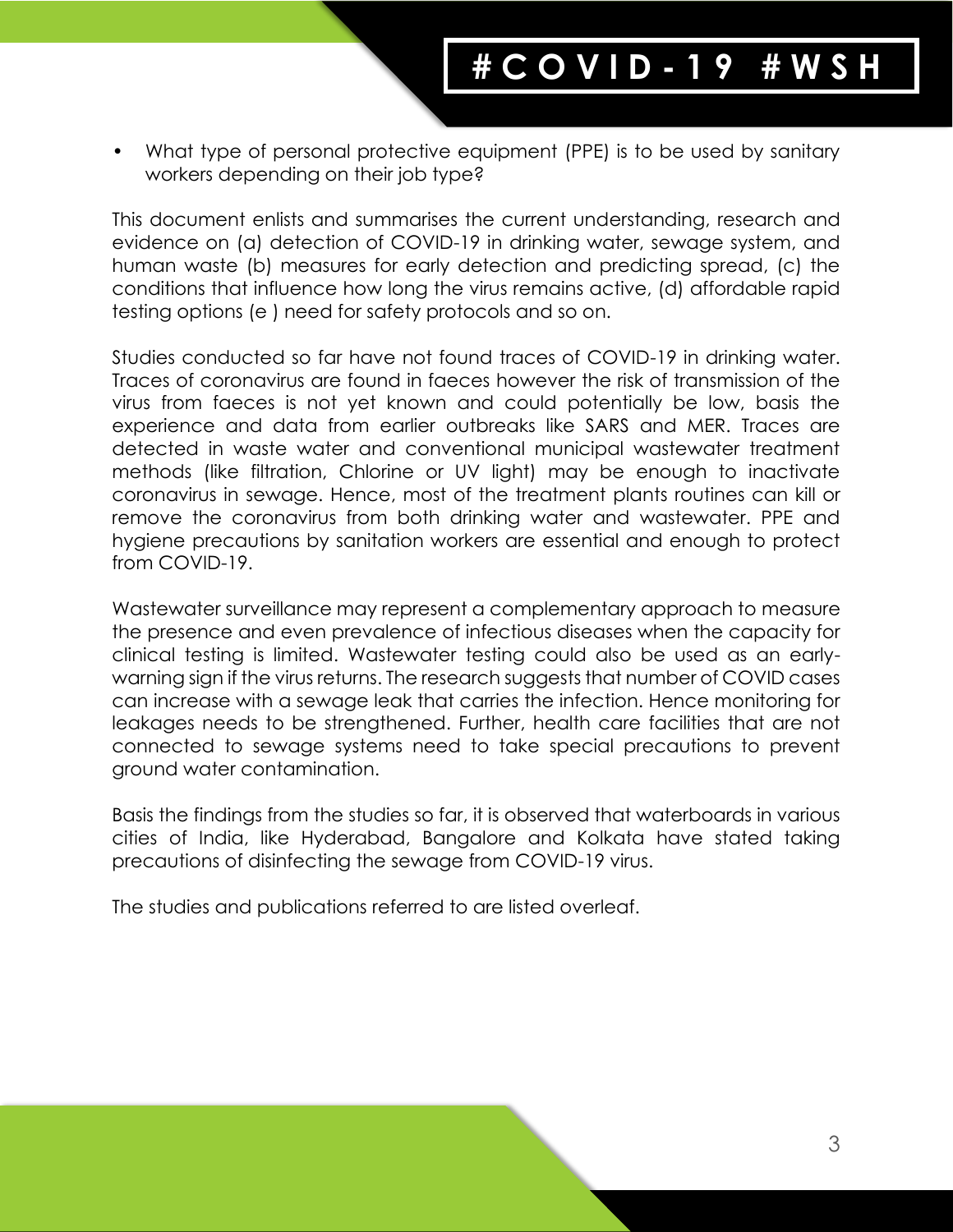- What type of personal protective equipment (PPE) is to be used by sanitary workers depending on their job type?

This document enlists and summarises the current understanding, research and evidence on (a) detection of COVID-19 in drinking water, sewage system, and human waste (b) measures for early detection and predicting spread, (c) the conditions that influence how long the virus remains active, (d) affordable rapid testing options (e ) need for safety protocols and so on.

Studies conducted so far have not found traces of COVID-19 in drinking water. Traces of coronavirus are found in faeces however the risk of transmission of the virus from faeces is not yet known and could potentially be low, basis the experience and data from earlier outbreaks like SARS and MER. Traces are detected in waste water and conventional municipal wastewater treatment methods (like filtration, Chlorine or UV light) may be enough to inactivate coronavirus in sewage. Hence, most of the treatment plants routines can kill or remove the coronavirus from both drinking water and wastewater. PPE and hygiene precautions by sanitation workers are essential and enough to protect from COVID-19.

Wastewater surveillance may represent a complementary approach to measure the presence and even prevalence of infectious diseases when the capacity for clinical testing is limited. Wastewater testing could also be used as an early-warning sign if the virus returns. The research suggests that number of COVID cases can increase with a sewage leak that carries the infection. Hence monitoring for leakages needs to be strengthened. Further, health care facilities that are not connected to sewage systems need to take special precautions to prevent ground water contamination.

Basis the findings from the studies so far, it is observed that waterboards in various cities of India, like Hyderabad, Bangalore and Kolkata have stated taking precautions of disinfecting the sewage from COVID-19 virus.

The studies and publications referred to are listed overleaf.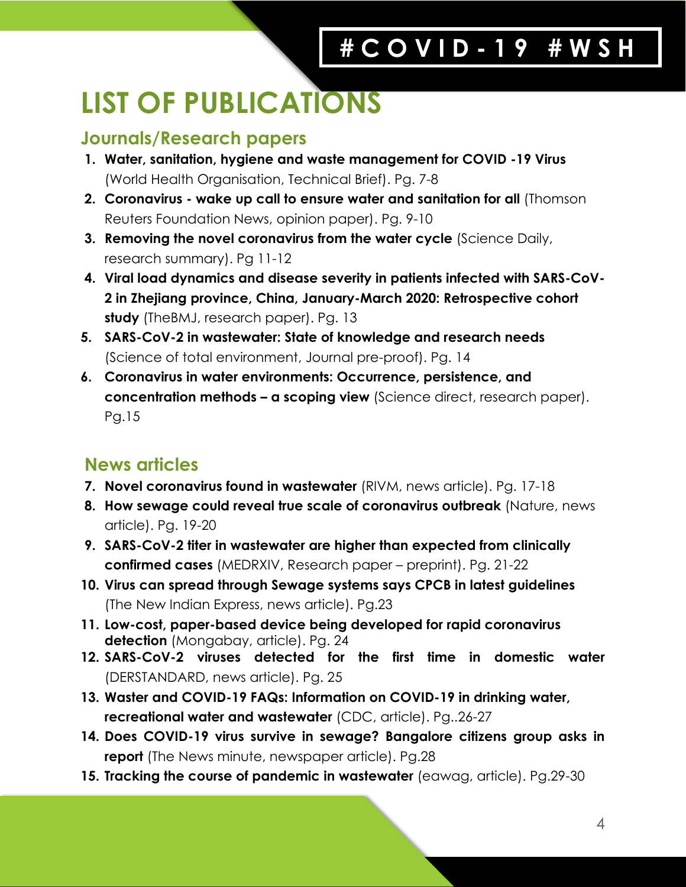# LIST OF PUBLICATIONS

## Journals/Research papers

1. **Water, sanitation, hygiene and waste management for COVID -19 Virus** (World Health Organisation, Technical Brief). Pg. 7-8
2. **Coronavirus - wake up call to ensure water and sanitation for all** (Thomson Reuters Foundation News, opinion paper). Pg. 9-10
3. **Removing the novel coronavirus from the water cycle** (Science Daily, research summary). Pg 11-12
4. **Viral load dynamics and disease severity in patients infected with SARS-CoV-2 in Zhejiang province, China, January-March 2020: Retrospective cohort study** (TheBMJ, research paper). Pg. 13
5. **SARS-CoV-2 in wastewater: State of knowledge and research needs** (Science of total environment, Journal pre-proof). Pg. 14
6. **Coronavirus in water environments: Occurrence, persistence, and concentration methods – a scoping view** (Science direct, research paper). Pg.15

## News articles

7. **Novel coronavirus found in wastewater** (RIVM, news article). Pg. 17-18
8. **How sewage could reveal true scale of coronavirus outbreak** (Nature, news article). Pg. 19-20
9. **SARS-CoV-2 titer in wastewater are higher than expected from clinically confirmed cases** (MEDRXIV, Research paper – preprint). Pg. 21-22
10. **Virus can spread through Sewage systems says CPCB in latest guidelines** (The New Indian Express, news article). Pg.23
11. **Low-cost, paper-based device being developed for rapid coronavirus detection** (Mongabay, article). Pg. 24
12. **SARS-CoV-2 viruses detected for the first time in domestic water** (DERSTANDARD, news article). Pg. 25
13. **Waster and COVID-19 FAQs: Information on COVID-19 in drinking water, recreational water and wastewater** (CDC, article). Pg..26-27
14. **Does COVID-19 virus survive in sewage? Bangalore citizens group asks in report** (The News minute, newspaper article). Pg.28
15. **Tracking the course of pandemic in wastewater** (eawag, article). Pg.29-30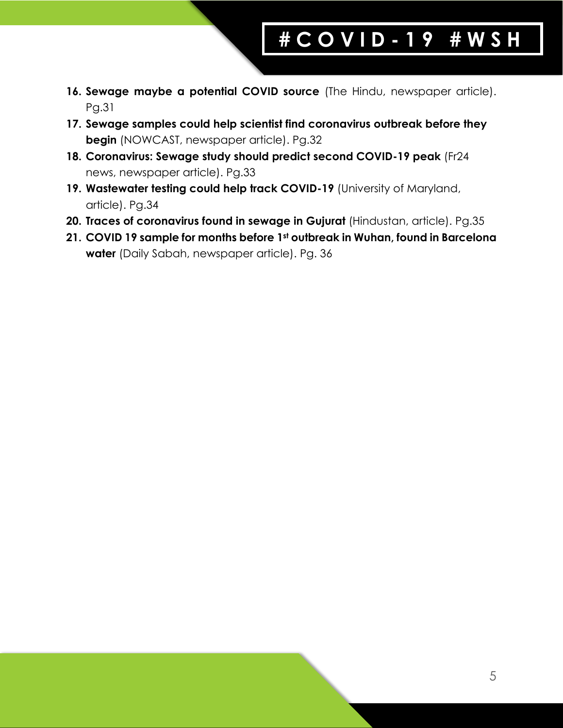16. **Sewage maybe a potential COVID source** (The Hindu, newspaper article). Pg.31
17. **Sewage samples could help scientist find coronavirus outbreak before they begin** (NOWCAST, newspaper article). Pg.32
18. **Coronavirus: Sewage study should predict second COVID-19 peak** (Fr24 news, newspaper article). Pg.33
19. **Wastewater testing could help track COVID-19** (University of Maryland, article). Pg.34
20. **Traces of coronavirus found in sewage in Gujurat** (Hindustan, article). Pg.35
21. **COVID 19 sample for months before 1st outbreak in Wuhan, found in Barcelona water** (Daily Sabah, newspaper article). Pg. 36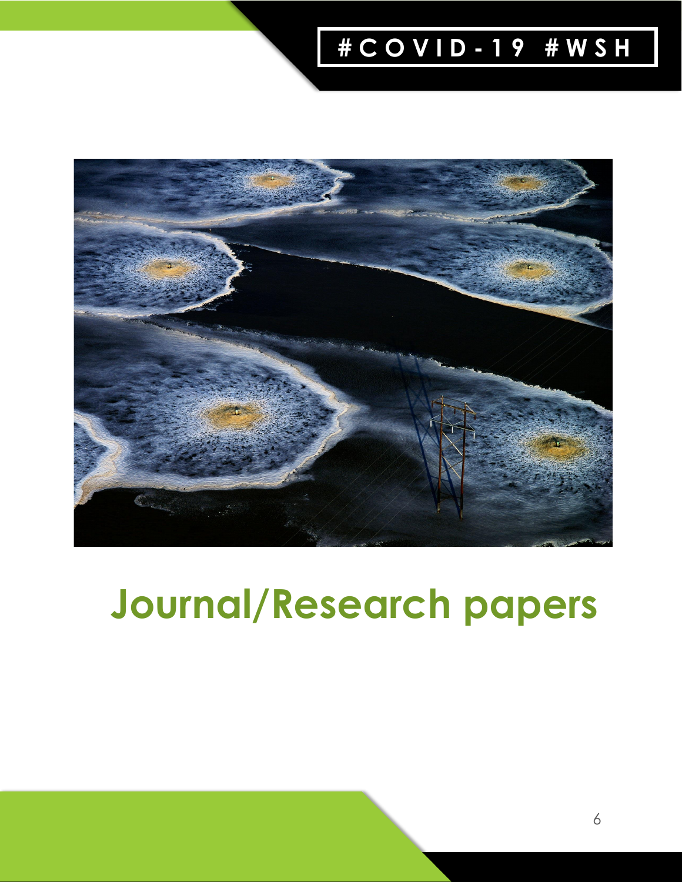# Journal/Research papers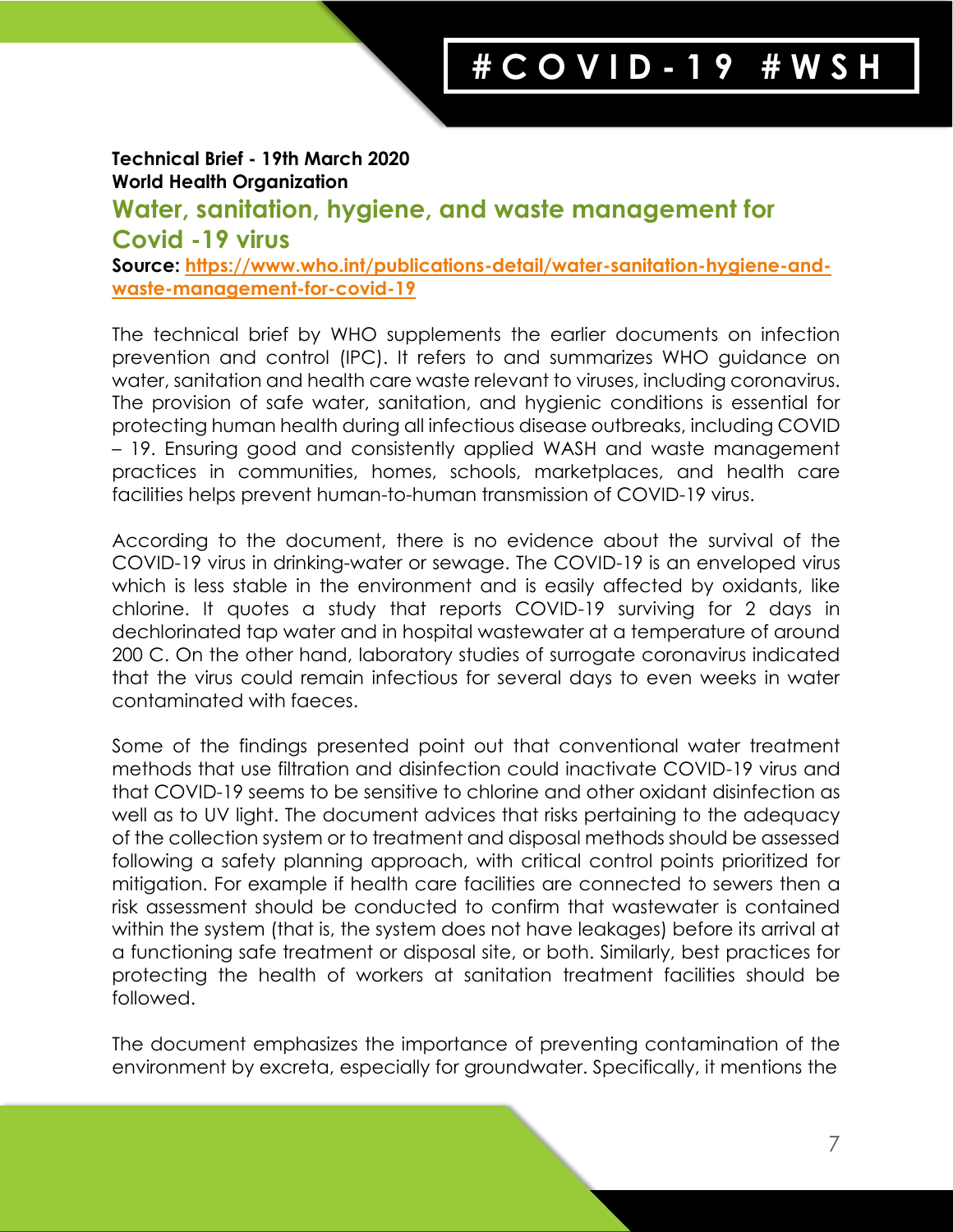**Technical Brief - 19th March 2020**
**World Health Organization**

## Water, sanitation, hygiene, and waste management for Covid -19 virus

**Source: [https://www.who.int/publications-detail/water-sanitation-hygiene-and-waste-management-for-covid-19](https://www.who.int/publications-detail/water-sanitation-hygiene-and-waste-management-for-covid-19)**

The technical brief by WHO supplements the earlier documents on infection prevention and control (IPC). It refers to and summarizes WHO guidance on water, sanitation and health care waste relevant to viruses, including coronavirus. The provision of safe water, sanitation, and hygienic conditions is essential for protecting human health during all infectious disease outbreaks, including COVID – 19. Ensuring good and consistently applied WASH and waste management practices in communities, homes, schools, marketplaces, and health care facilities helps prevent human-to-human transmission of COVID-19 virus.

According to the document, there is no evidence about the survival of the COVID-19 virus in drinking-water or sewage. The COVID-19 is an enveloped virus which is less stable in the environment and is easily affected by oxidants, like chlorine. It quotes a study that reports COVID-19 surviving for 2 days in dechlorinated tap water and in hospital wastewater at a temperature of around 200 C. On the other hand, laboratory studies of surrogate coronavirus indicated that the virus could remain infectious for several days to even weeks in water contaminated with faeces.

Some of the findings presented point out that conventional water treatment methods that use filtration and disinfection could inactivate COVID-19 virus and that COVID-19 seems to be sensitive to chlorine and other oxidant disinfection as well as to UV light. The document advices that risks pertaining to the adequacy of the collection system or to treatment and disposal methods should be assessed following a safety planning approach, with critical control points prioritized for mitigation. For example if health care facilities are connected to sewers then a risk assessment should be conducted to confirm that wastewater is contained within the system (that is, the system does not have leakages) before its arrival at a functioning safe treatment or disposal site, or both. Similarly, best practices for protecting the health of workers at sanitation treatment facilities should be followed.

The document emphasizes the importance of preventing contamination of the environment by excreta, especially for groundwater. Specifically, it mentions the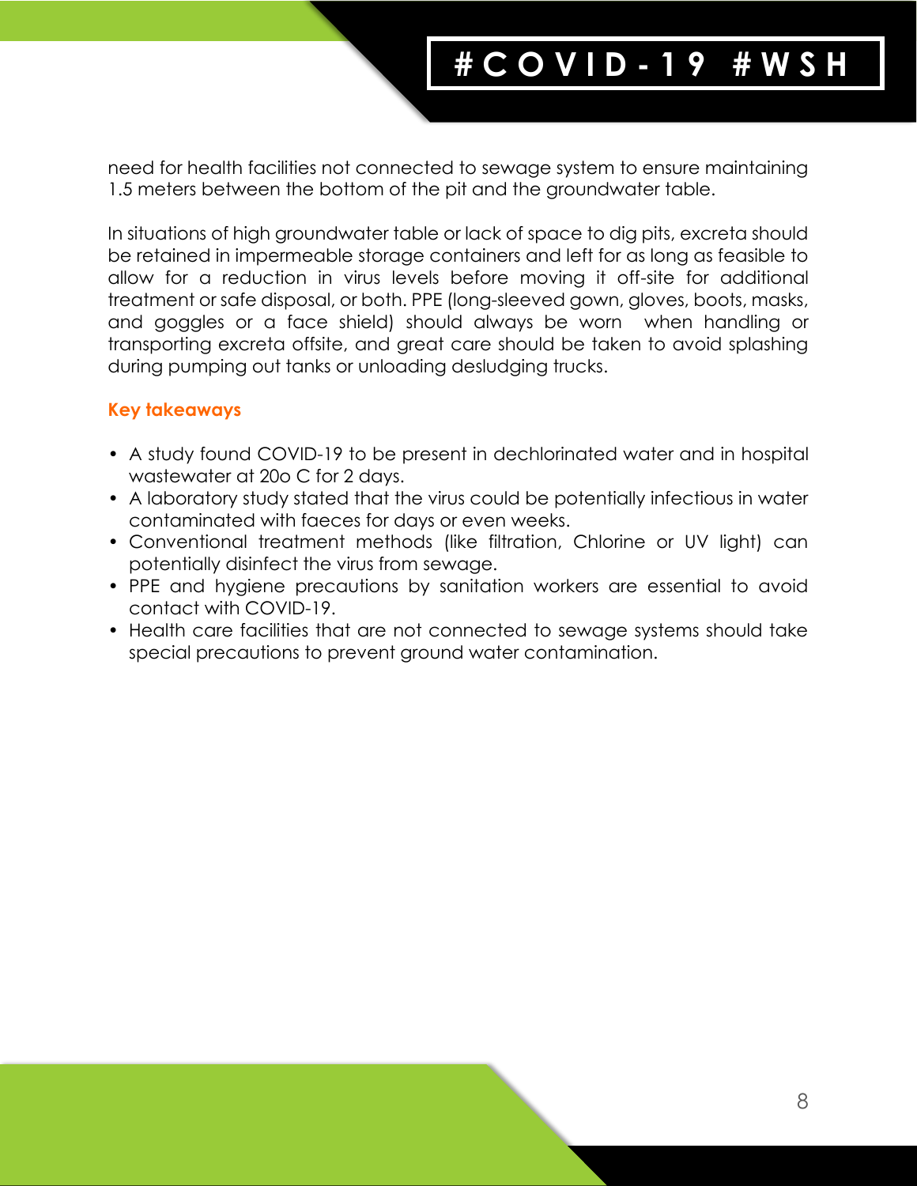need for health facilities not connected to sewage system to ensure maintaining 1.5 meters between the bottom of the pit and the groundwater table.

In situations of high groundwater table or lack of space to dig pits, excreta should be retained in impermeable storage containers and left for as long as feasible to allow for a reduction in virus levels before moving it off-site for additional treatment or safe disposal, or both. PPE (long-sleeved gown, gloves, boots, masks, and goggles or a face shield) should always be worn when handling or transporting excreta offsite, and great care should be taken to avoid splashing during pumping out tanks or unloading desludging trucks.

**Key takeaways**

- A study found COVID-19 to be present in dechlorinated water and in hospital wastewater at 20o C for 2 days.
- A laboratory study stated that the virus could be potentially infectious in water contaminated with faeces for days or even weeks.
- Conventional treatment methods (like filtration, Chlorine or UV light) can potentially disinfect the virus from sewage.
- PPE and hygiene precautions by sanitation workers are essential to avoid contact with COVID-19.
- Health care facilities that are not connected to sewage systems should take special precautions to prevent ground water contamination.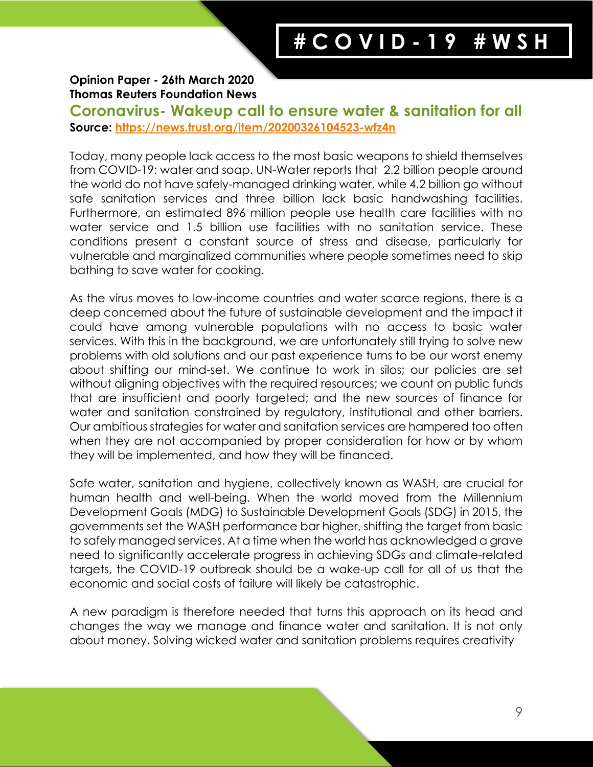**Opinion Paper - 26th March 2020**
**Thomas Reuters Foundation News**

## Coronavirus- Wakeup call to ensure water & sanitation for all

**Source:** https://news.trust.org/item/20200326104523-wfz4n

Today, many people lack access to the most basic weapons to shield themselves from COVID-19: water and soap. UN-Water reports that 2.2 billion people around the world do not have safely-managed drinking water, while 4.2 billion go without safe sanitation services and three billion lack basic handwashing facilities. Furthermore, an estimated 896 million people use health care facilities with no water service and 1.5 billion use facilities with no sanitation service. These conditions present a constant source of stress and disease, particularly for vulnerable and marginalized communities where people sometimes need to skip bathing to save water for cooking.

As the virus moves to low-income countries and water scarce regions, there is a deep concerned about the future of sustainable development and the impact it could have among vulnerable populations with no access to basic water services. With this in the background, we are unfortunately still trying to solve new problems with old solutions and our past experience turns to be our worst enemy about shifting our mind-set. We continue to work in silos; our policies are set without aligning objectives with the required resources; we count on public funds that are insufficient and poorly targeted; and the new sources of finance for water and sanitation constrained by regulatory, institutional and other barriers. Our ambitious strategies for water and sanitation services are hampered too often when they are not accompanied by proper consideration for how or by whom they will be implemented, and how they will be financed.

Safe water, sanitation and hygiene, collectively known as WASH, are crucial for human health and well-being. When the world moved from the Millennium Development Goals (MDG) to Sustainable Development Goals (SDG) in 2015, the governments set the WASH performance bar higher, shifting the target from basic to safely managed services. At a time when the world has acknowledged a grave need to significantly accelerate progress in achieving SDGs and climate-related targets, the COVID-19 outbreak should be a wake-up call for all of us that the economic and social costs of failure will likely be catastrophic.

A new paradigm is therefore needed that turns this approach on its head and changes the way we manage and finance water and sanitation. It is not only about money. Solving wicked water and sanitation problems requires creativity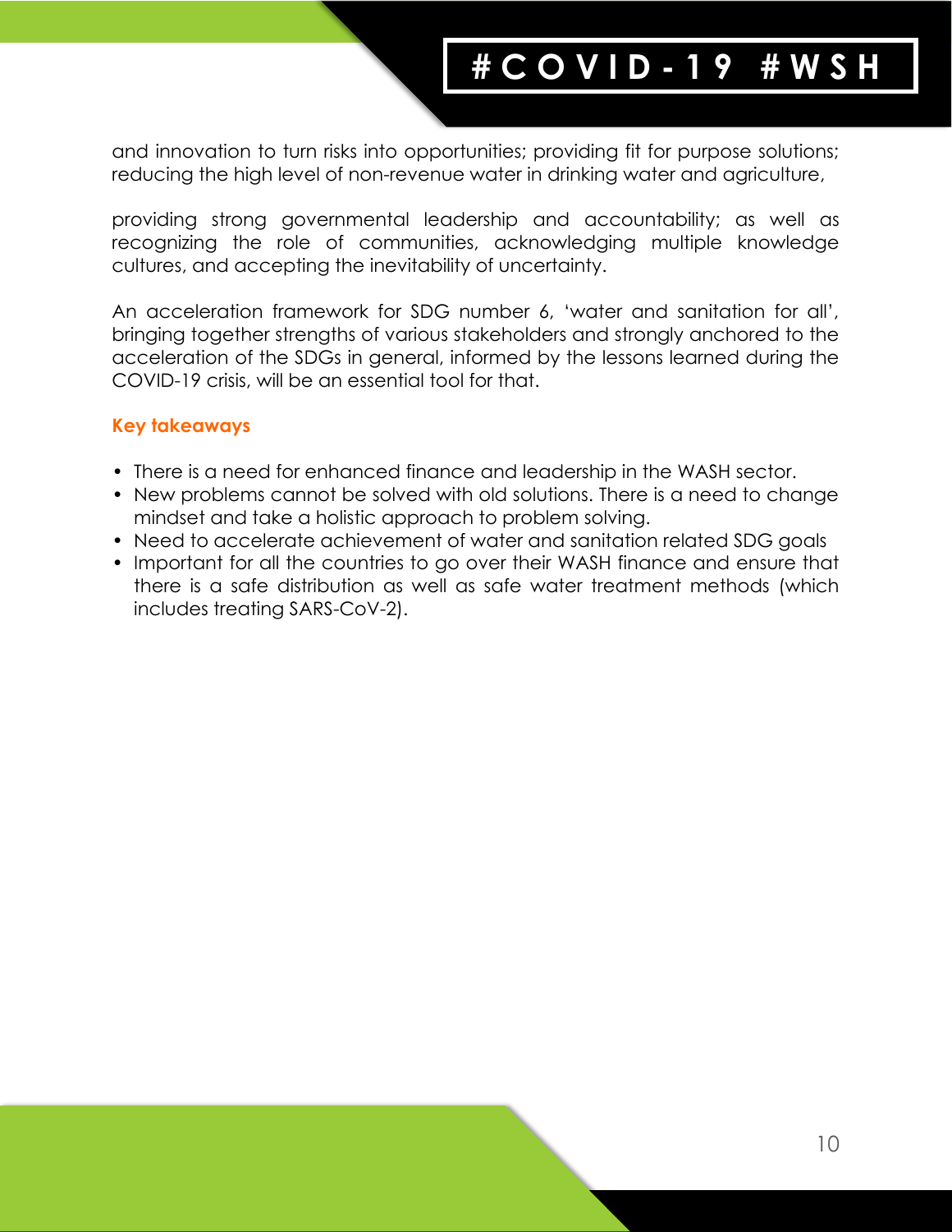and innovation to turn risks into opportunities; providing fit for purpose solutions; reducing the high level of non-revenue water in drinking water and agriculture,

providing strong governmental leadership and accountability; as well as recognizing the role of communities, acknowledging multiple knowledge cultures, and accepting the inevitability of uncertainty.

An acceleration framework for SDG number 6, 'water and sanitation for all', bringing together strengths of various stakeholders and strongly anchored to the acceleration of the SDGs in general, informed by the lessons learned during the COVID-19 crisis, will be an essential tool for that.

**Key takeaways**

- There is a need for enhanced finance and leadership in the WASH sector.
- New problems cannot be solved with old solutions. There is a need to change mindset and take a holistic approach to problem solving.
- Need to accelerate achievement of water and sanitation related SDG goals
- Important for all the countries to go over their WASH finance and ensure that there is a safe distribution as well as safe water treatment methods (which includes treating SARS-CoV-2).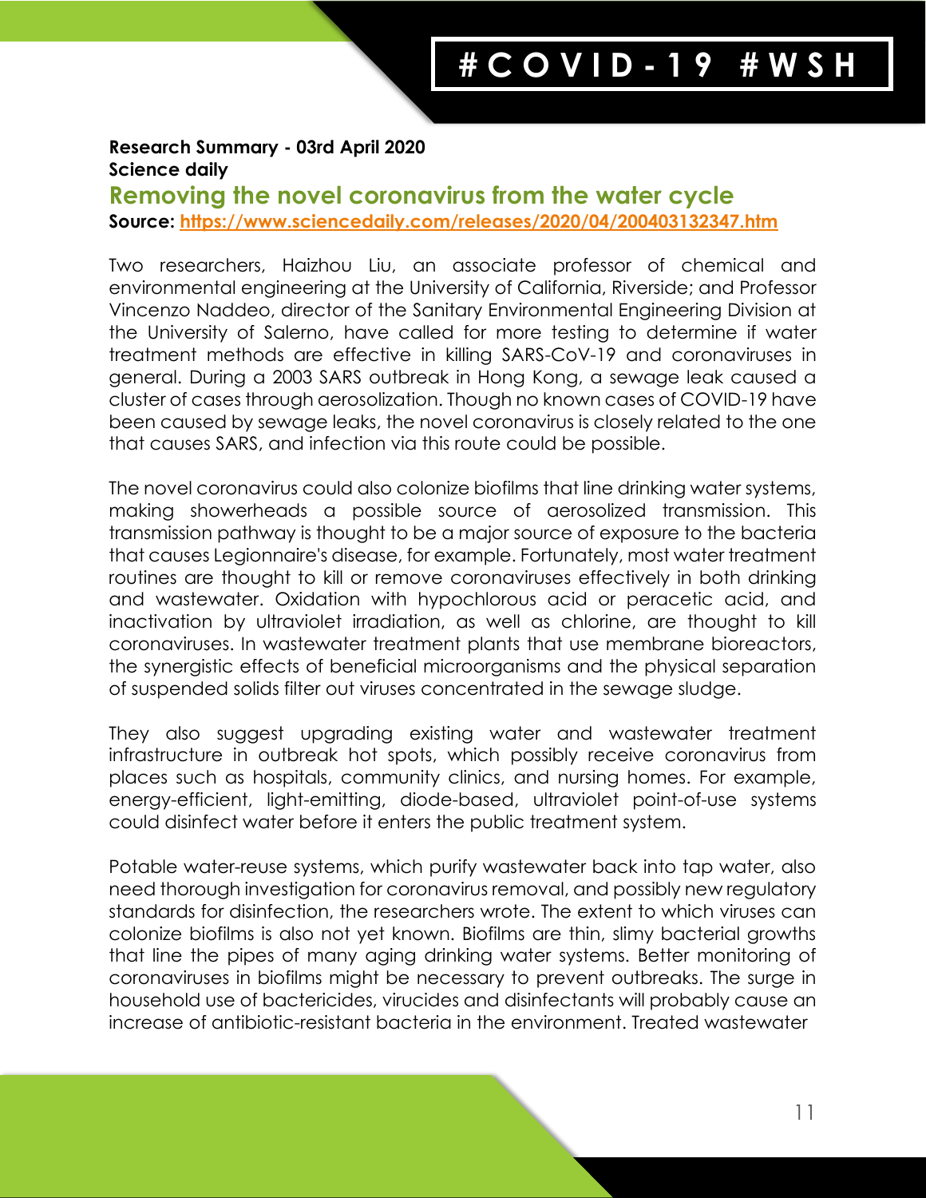**Research Summary - 03rd April 2020**
**Science daily**

## Removing the novel coronavirus from the water cycle

**Source: [https://www.sciencedaily.com/releases/2020/04/200403132347.htm](https://www.sciencedaily.com/releases/2020/04/200403132347.htm)**

Two researchers, Haizhou Liu, an associate professor of chemical and environmental engineering at the University of California, Riverside; and Professor Vincenzo Naddeo, director of the Sanitary Environmental Engineering Division at the University of Salerno, have called for more testing to determine if water treatment methods are effective in killing SARS-CoV-19 and coronaviruses in general. During a 2003 SARS outbreak in Hong Kong, a sewage leak caused a cluster of cases through aerosolization. Though no known cases of COVID-19 have been caused by sewage leaks, the novel coronavirus is closely related to the one that causes SARS, and infection via this route could be possible.

The novel coronavirus could also colonize biofilms that line drinking water systems, making showerheads a possible source of aerosolized transmission. This transmission pathway is thought to be a major source of exposure to the bacteria that causes Legionnaire's disease, for example. Fortunately, most water treatment routines are thought to kill or remove coronaviruses effectively in both drinking and wastewater. Oxidation with hypochlorous acid or peracetic acid, and inactivation by ultraviolet irradiation, as well as chlorine, are thought to kill coronaviruses. In wastewater treatment plants that use membrane bioreactors, the synergistic effects of beneficial microorganisms and the physical separation of suspended solids filter out viruses concentrated in the sewage sludge.

They also suggest upgrading existing water and wastewater treatment infrastructure in outbreak hot spots, which possibly receive coronavirus from places such as hospitals, community clinics, and nursing homes. For example, energy-efficient, light-emitting, diode-based, ultraviolet point-of-use systems could disinfect water before it enters the public treatment system.

Potable water-reuse systems, which purify wastewater back into tap water, also need thorough investigation for coronavirus removal, and possibly new regulatory standards for disinfection, the researchers wrote. The extent to which viruses can colonize biofilms is also not yet known. Biofilms are thin, slimy bacterial growths that line the pipes of many aging drinking water systems. Better monitoring of coronaviruses in biofilms might be necessary to prevent outbreaks. The surge in household use of bactericides, virucides and disinfectants will probably cause an increase of antibiotic-resistant bacteria in the environment. Treated wastewater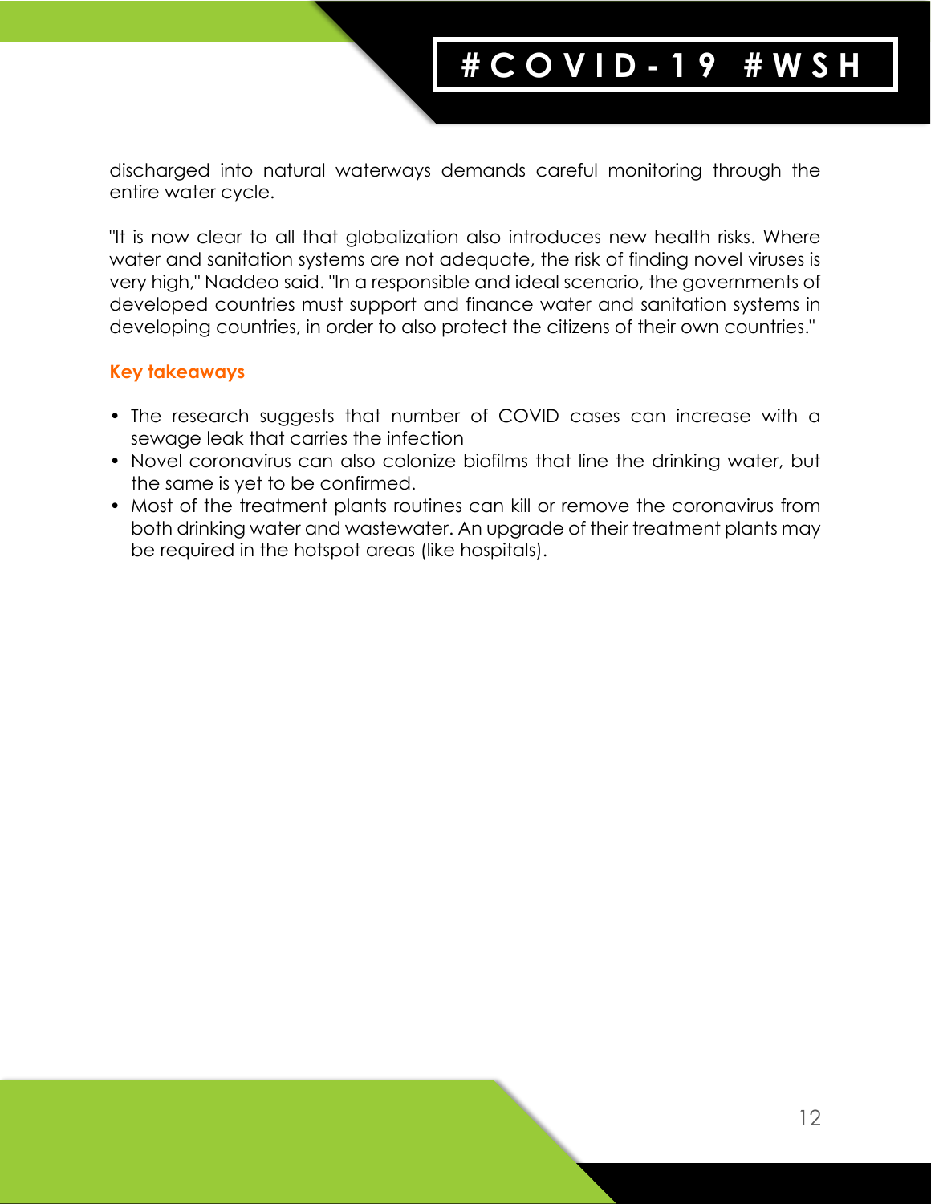discharged into natural waterways demands careful monitoring through the entire water cycle.

"It is now clear to all that globalization also introduces new health risks. Where water and sanitation systems are not adequate, the risk of finding novel viruses is very high," Naddeo said. "In a responsible and ideal scenario, the governments of developed countries must support and finance water and sanitation systems in developing countries, in order to also protect the citizens of their own countries."

**Key takeaways**

- The research suggests that number of COVID cases can increase with a sewage leak that carries the infection
- Novel coronavirus can also colonize biofilms that line the drinking water, but the same is yet to be confirmed.
- Most of the treatment plants routines can kill or remove the coronavirus from both drinking water and wastewater. An upgrade of their treatment plants may be required in the hotspot areas (like hospitals).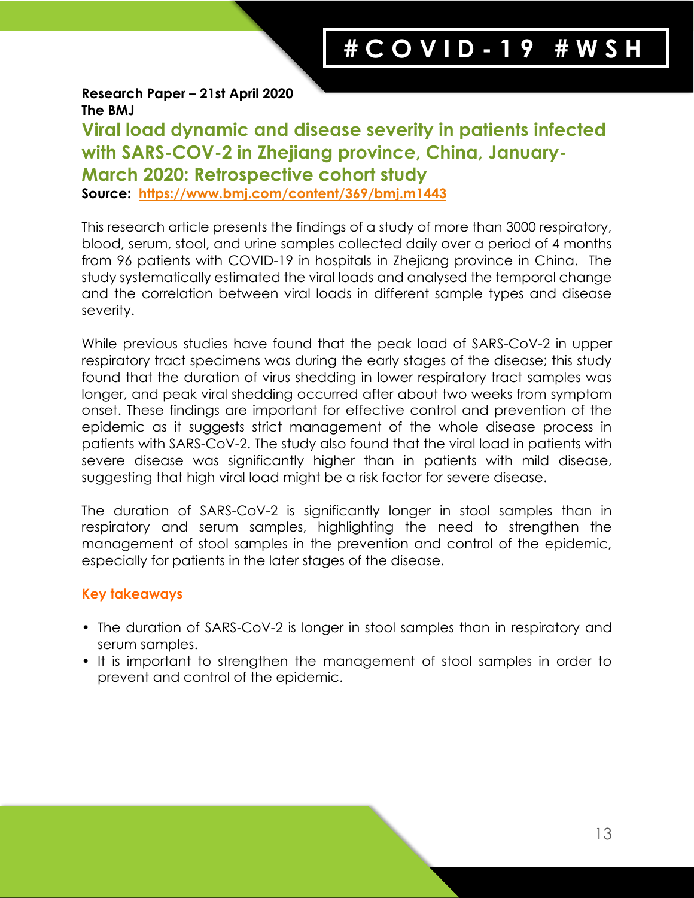**Research Paper – 21st April 2020**
**The BMJ**

## Viral load dynamic and disease severity in patients infected with SARS-COV-2 in Zhejiang province, China, January-March 2020: Retrospective cohort study

**Source:** [https://www.bmj.com/content/369/bmj.m1443](https://www.bmj.com/content/369/bmj.m1443)

This research article presents the findings of a study of more than 3000 respiratory, blood, serum, stool, and urine samples collected daily over a period of 4 months from 96 patients with COVID-19 in hospitals in Zhejiang province in China. The study systematically estimated the viral loads and analysed the temporal change and the correlation between viral loads in different sample types and disease severity.

While previous studies have found that the peak load of SARS-CoV-2 in upper respiratory tract specimens was during the early stages of the disease; this study found that the duration of virus shedding in lower respiratory tract samples was longer, and peak viral shedding occurred after about two weeks from symptom onset. These findings are important for effective control and prevention of the epidemic as it suggests strict management of the whole disease process in patients with SARS-CoV-2. The study also found that the viral load in patients with severe disease was significantly higher than in patients with mild disease, suggesting that high viral load might be a risk factor for severe disease.

The duration of SARS-CoV-2 is significantly longer in stool samples than in respiratory and serum samples, highlighting the need to strengthen the management of stool samples in the prevention and control of the epidemic, especially for patients in the later stages of the disease.

### Key takeaways

- The duration of SARS-CoV-2 is longer in stool samples than in respiratory and serum samples.
- It is important to strengthen the management of stool samples in order to prevent and control of the epidemic.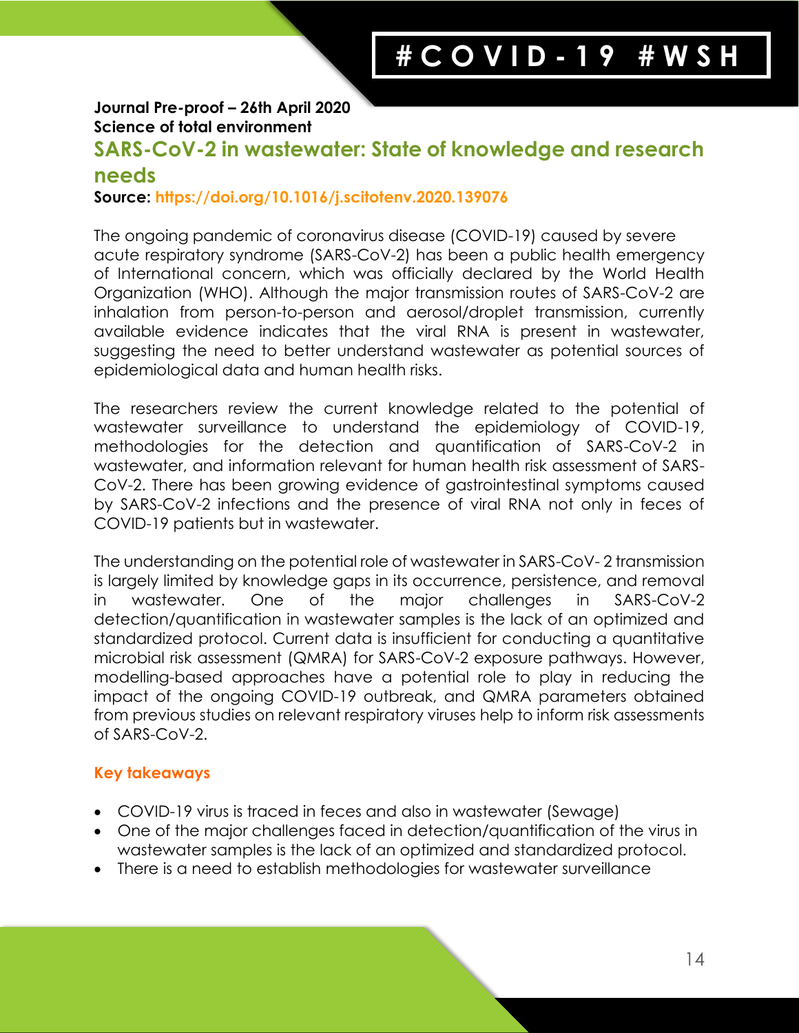**Journal Pre-proof – 26th April 2020**
**Science of total environment**

## SARS-CoV-2 in wastewater: State of knowledge and research needs

**Source: https://doi.org/10.1016/j.scitotenv.2020.139076**

The ongoing pandemic of coronavirus disease (COVID-19) caused by severe acute respiratory syndrome (SARS-CoV-2) has been a public health emergency of International concern, which was officially declared by the World Health Organization (WHO). Although the major transmission routes of SARS-CoV-2 are inhalation from person-to-person and aerosol/droplet transmission, currently available evidence indicates that the viral RNA is present in wastewater, suggesting the need to better understand wastewater as potential sources of epidemiological data and human health risks.

The researchers review the current knowledge related to the potential of wastewater surveillance to understand the epidemiology of COVID-19, methodologies for the detection and quantification of SARS-CoV-2 in wastewater, and information relevant for human health risk assessment of SARS-CoV-2. There has been growing evidence of gastrointestinal symptoms caused by SARS-CoV-2 infections and the presence of viral RNA not only in feces of COVID-19 patients but in wastewater.

The understanding on the potential role of wastewater in SARS-CoV- 2 transmission is largely limited by knowledge gaps in its occurrence, persistence, and removal in wastewater. One of the major challenges in SARS-CoV-2 detection/quantification in wastewater samples is the lack of an optimized and standardized protocol. Current data is insufficient for conducting a quantitative microbial risk assessment (QMRA) for SARS-CoV-2 exposure pathways. However, modelling-based approaches have a potential role to play in reducing the impact of the ongoing COVID-19 outbreak, and QMRA parameters obtained from previous studies on relevant respiratory viruses help to inform risk assessments of SARS-CoV-2.

### Key takeaways

- COVID-19 virus is traced in feces and also in wastewater (Sewage)
- One of the major challenges faced in detection/quantification of the virus in wastewater samples is the lack of an optimized and standardized protocol.
- There is a need to establish methodologies for wastewater surveillance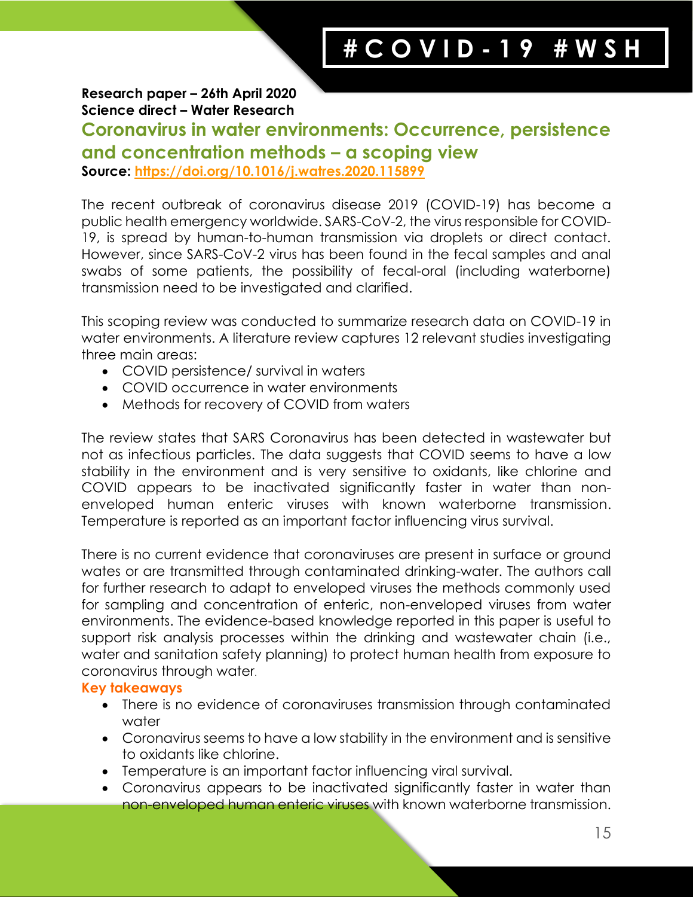**Research paper – 26th April 2020**
**Science direct – Water Research**

## Coronavirus in water environments: Occurrence, persistence and concentration methods – a scoping view

**Source:** https://doi.org/10.1016/j.watres.2020.115899

The recent outbreak of coronavirus disease 2019 (COVID-19) has become a public health emergency worldwide. SARS-CoV-2, the virus responsible for COVID-19, is spread by human-to-human transmission via droplets or direct contact. However, since SARS-CoV-2 virus has been found in the fecal samples and anal swabs of some patients, the possibility of fecal-oral (including waterborne) transmission need to be investigated and clarified.

This scoping review was conducted to summarize research data on COVID-19 in water environments. A literature review captures 12 relevant studies investigating three main areas:

- COVID persistence/ survival in waters
- COVID occurrence in water environments
- Methods for recovery of COVID from waters

The review states that SARS Coronavirus has been detected in wastewater but not as infectious particles. The data suggests that COVID seems to have a low stability in the environment and is very sensitive to oxidants, like chlorine and COVID appears to be inactivated significantly faster in water than non-enveloped human enteric viruses with known waterborne transmission. Temperature is reported as an important factor influencing virus survival.

There is no current evidence that coronaviruses are present in surface or ground wates or are transmitted through contaminated drinking-water. The authors call for further research to adapt to enveloped viruses the methods commonly used for sampling and concentration of enteric, non-enveloped viruses from water environments. The evidence-based knowledge reported in this paper is useful to support risk analysis processes within the drinking and wastewater chain (i.e., water and sanitation safety planning) to protect human health from exposure to coronavirus through water.

**Key takeaways**

- There is no evidence of coronaviruses transmission through contaminated water
- Coronavirus seems to have a low stability in the environment and is sensitive to oxidants like chlorine.
- Temperature is an important factor influencing viral survival.
- Coronavirus appears to be inactivated significantly faster in water than non-enveloped human enteric viruses with known waterborne transmission.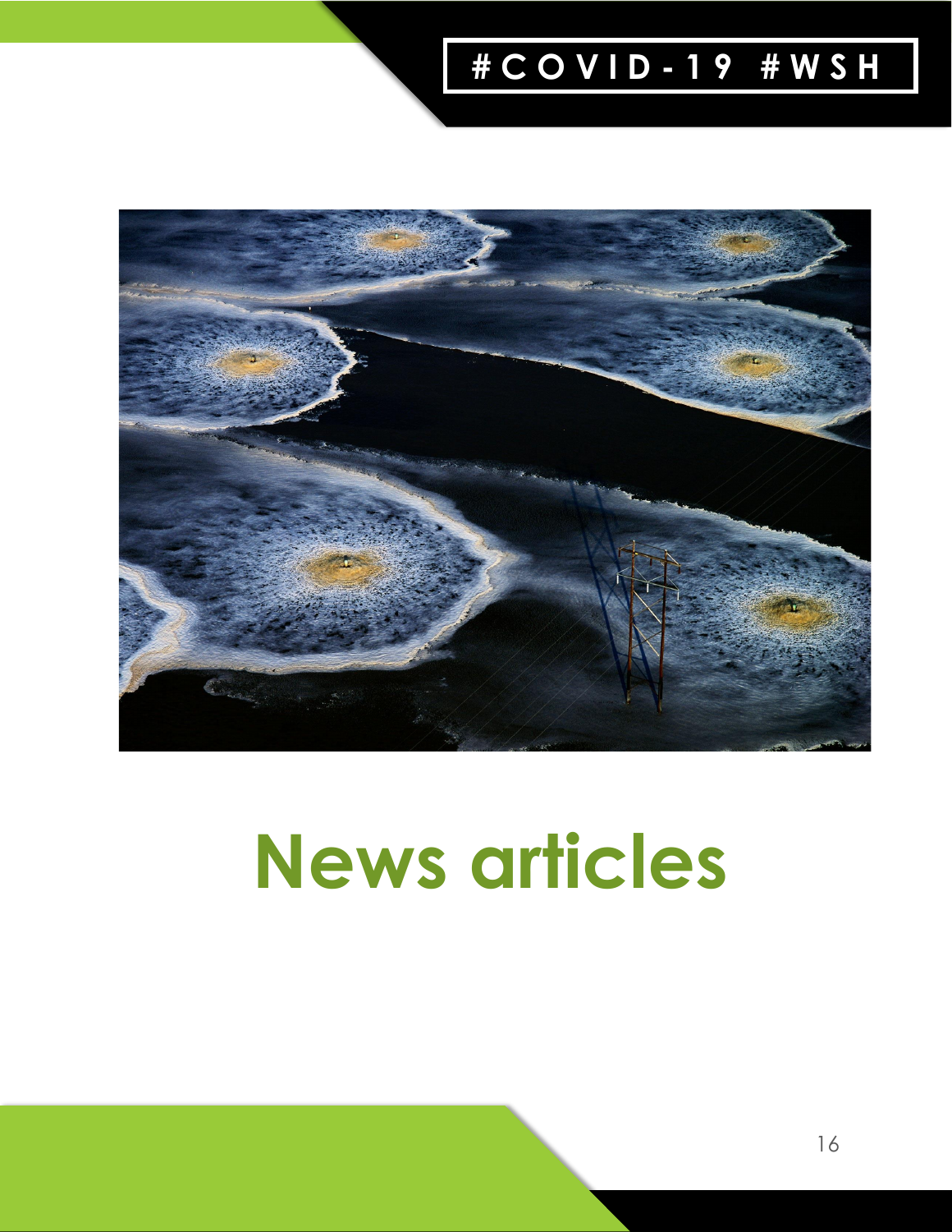# News articles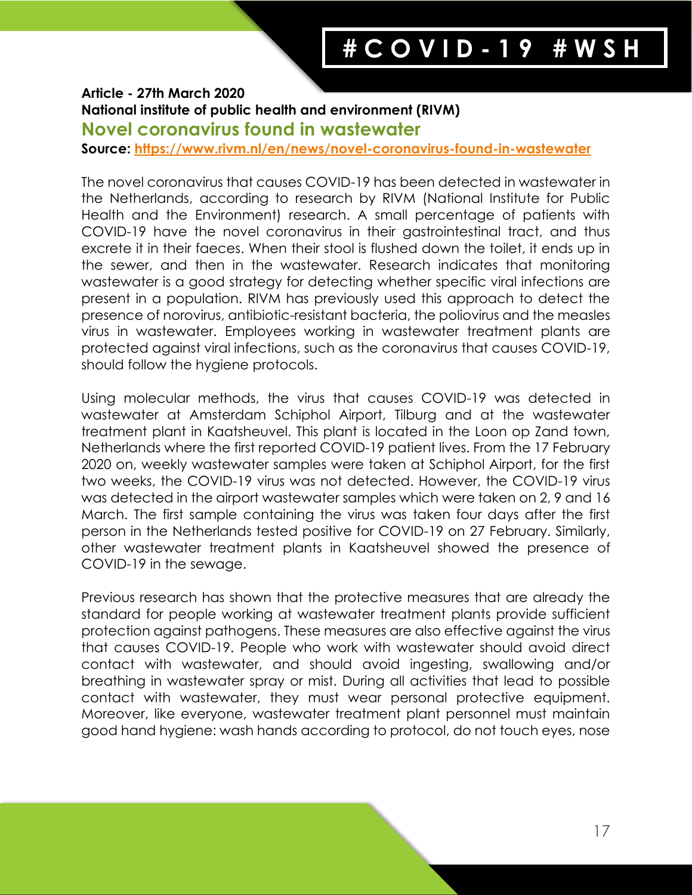**Article - 27th March 2020**

**National institute of public health and environment (RIVM)**

## Novel coronavirus found in wastewater

**Source: [https://www.rivm.nl/en/news/novel-coronavirus-found-in-wastewater](https://www.rivm.nl/en/news/novel-coronavirus-found-in-wastewater)**

The novel coronavirus that causes COVID-19 has been detected in wastewater in the Netherlands, according to research by RIVM (National Institute for Public Health and the Environment) research. A small percentage of patients with COVID-19 have the novel coronavirus in their gastrointestinal tract, and thus excrete it in their faeces. When their stool is flushed down the toilet, it ends up in the sewer, and then in the wastewater. Research indicates that monitoring wastewater is a good strategy for detecting whether specific viral infections are present in a population. RIVM has previously used this approach to detect the presence of norovirus, antibiotic-resistant bacteria, the poliovirus and the measles virus in wastewater. Employees working in wastewater treatment plants are protected against viral infections, such as the coronavirus that causes COVID-19, should follow the hygiene protocols.

Using molecular methods, the virus that causes COVID-19 was detected in wastewater at Amsterdam Schiphol Airport, Tilburg and at the wastewater treatment plant in Kaatsheuvel. This plant is located in the Loon op Zand town, Netherlands where the first reported COVID-19 patient lives. From the 17 February 2020 on, weekly wastewater samples were taken at Schiphol Airport, for the first two weeks, the COVID-19 virus was not detected. However, the COVID-19 virus was detected in the airport wastewater samples which were taken on 2, 9 and 16 March. The first sample containing the virus was taken four days after the first person in the Netherlands tested positive for COVID-19 on 27 February. Similarly, other wastewater treatment plants in Kaatsheuvel showed the presence of COVID-19 in the sewage.

Previous research has shown that the protective measures that are already the standard for people working at wastewater treatment plants provide sufficient protection against pathogens. These measures are also effective against the virus that causes COVID-19. People who work with wastewater should avoid direct contact with wastewater, and should avoid ingesting, swallowing and/or breathing in wastewater spray or mist. During all activities that lead to possible contact with wastewater, they must wear personal protective equipment. Moreover, like everyone, wastewater treatment plant personnel must maintain good hand hygiene: wash hands according to protocol, do not touch eyes, nose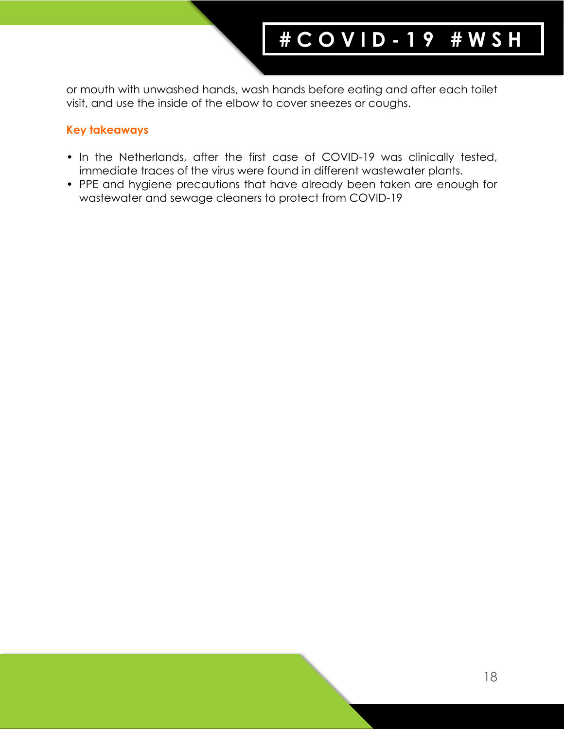or mouth with unwashed hands, wash hands before eating and after each toilet visit, and use the inside of the elbow to cover sneezes or coughs.

### Key takeaways

- In the Netherlands, after the first case of COVID-19 was clinically tested, immediate traces of the virus were found in different wastewater plants.
- PPE and hygiene precautions that have already been taken are enough for wastewater and sewage cleaners to protect from COVID-19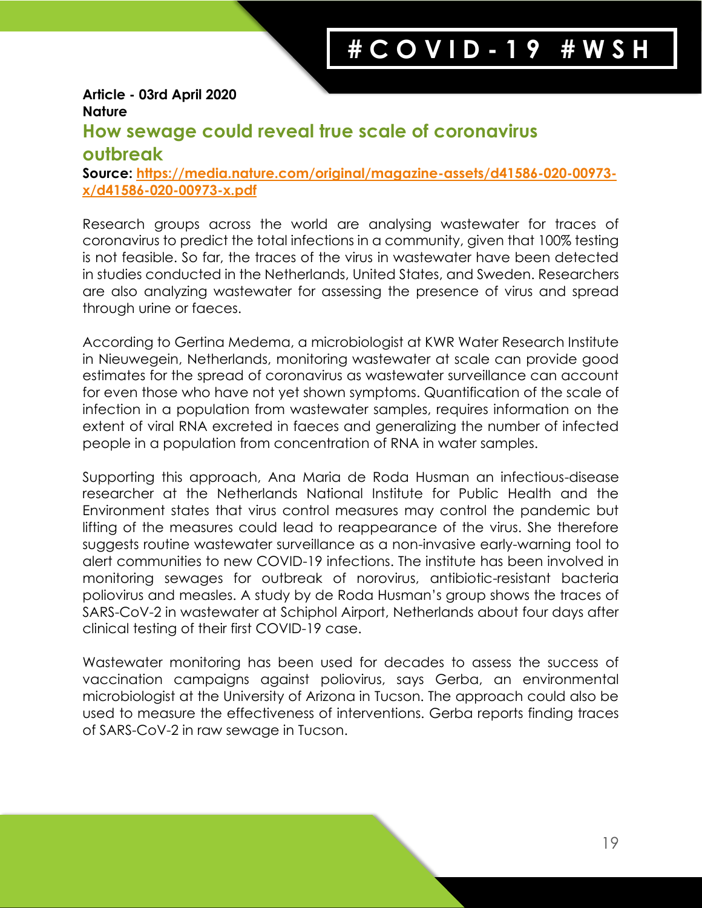**Article - 03rd April 2020**
**Nature**

## How sewage could reveal true scale of coronavirus outbreak

**Source: [https://media.nature.com/original/magazine-assets/d41586-020-00973-x/d41586-020-00973-x.pdf](https://media.nature.com/original/magazine-assets/d41586-020-00973-x/d41586-020-00973-x.pdf)**

Research groups across the world are analysing wastewater for traces of coronavirus to predict the total infections in a community, given that 100% testing is not feasible. So far, the traces of the virus in wastewater have been detected in studies conducted in the Netherlands, United States, and Sweden. Researchers are also analyzing wastewater for assessing the presence of virus and spread through urine or faeces.

According to Gertina Medema, a microbiologist at KWR Water Research Institute in Nieuwegein, Netherlands, monitoring wastewater at scale can provide good estimates for the spread of coronavirus as wastewater surveillance can account for even those who have not yet shown symptoms. Quantification of the scale of infection in a population from wastewater samples, requires information on the extent of viral RNA excreted in faeces and generalizing the number of infected people in a population from concentration of RNA in water samples.

Supporting this approach, Ana Maria de Roda Husman an infectious-disease researcher at the Netherlands National Institute for Public Health and the Environment states that virus control measures may control the pandemic but lifting of the measures could lead to reappearance of the virus. She therefore suggests routine wastewater surveillance as a non-invasive early-warning tool to alert communities to new COVID-19 infections. The institute has been involved in monitoring sewages for outbreak of norovirus, antibiotic-resistant bacteria poliovirus and measles. A study by de Roda Husman's group shows the traces of SARS-CoV-2 in wastewater at Schiphol Airport, Netherlands about four days after clinical testing of their first COVID-19 case.

Wastewater monitoring has been used for decades to assess the success of vaccination campaigns against poliovirus, says Gerba, an environmental microbiologist at the University of Arizona in Tucson. The approach could also be used to measure the effectiveness of interventions. Gerba reports finding traces of SARS-CoV-2 in raw sewage in Tucson.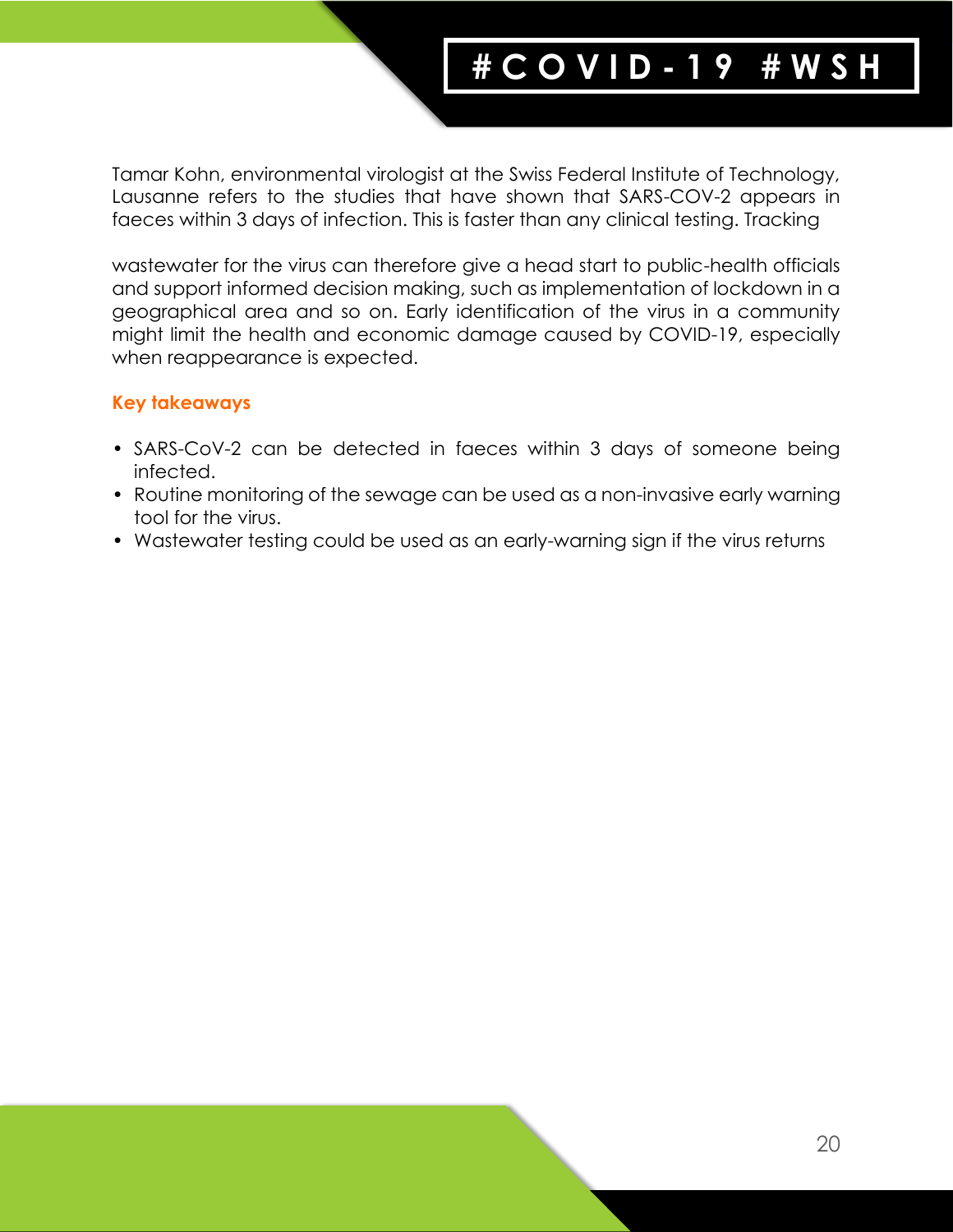Tamar Kohn, environmental virologist at the Swiss Federal Institute of Technology, Lausanne refers to the studies that have shown that SARS-COV-2 appears in faeces within 3 days of infection. This is faster than any clinical testing. Tracking

wastewater for the virus can therefore give a head start to public-health officials and support informed decision making, such as implementation of lockdown in a geographical area and so on. Early identification of the virus in a community might limit the health and economic damage caused by COVID-19, especially when reappearance is expected.

**Key takeaways**

- SARS-CoV-2 can be detected in faeces within 3 days of someone being infected.
- Routine monitoring of the sewage can be used as a non-invasive early warning tool for the virus.
- Wastewater testing could be used as an early-warning sign if the virus returns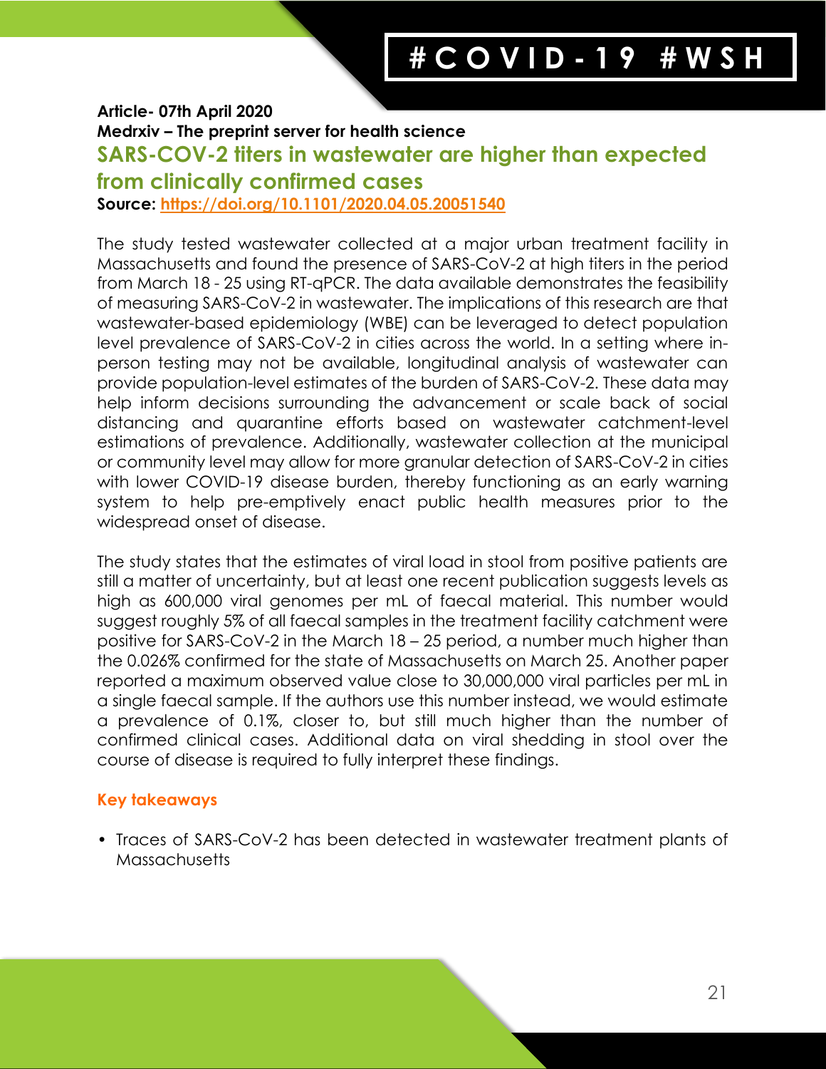**Article- 07th April 2020**

**Medrxiv – The preprint server for health science**

## SARS-COV-2 titers in wastewater are higher than expected from clinically confirmed cases

**Source: [https://doi.org/10.1101/2020.04.05.20051540](https://doi.org/10.1101/2020.04.05.20051540)**

The study tested wastewater collected at a major urban treatment facility in Massachusetts and found the presence of SARS-CoV-2 at high titers in the period from March 18 - 25 using RT-qPCR. The data available demonstrates the feasibility of measuring SARS-CoV-2 in wastewater. The implications of this research are that wastewater-based epidemiology (WBE) can be leveraged to detect population level prevalence of SARS-CoV-2 in cities across the world. In a setting where in-person testing may not be available, longitudinal analysis of wastewater can provide population-level estimates of the burden of SARS-CoV-2. These data may help inform decisions surrounding the advancement or scale back of social distancing and quarantine efforts based on wastewater catchment-level estimations of prevalence. Additionally, wastewater collection at the municipal or community level may allow for more granular detection of SARS-CoV-2 in cities with lower COVID-19 disease burden, thereby functioning as an early warning system to help pre-emptively enact public health measures prior to the widespread onset of disease.

The study states that the estimates of viral load in stool from positive patients are still a matter of uncertainty, but at least one recent publication suggests levels as high as 600,000 viral genomes per mL of faecal material. This number would suggest roughly 5% of all faecal samples in the treatment facility catchment were positive for SARS-CoV-2 in the March 18 – 25 period, a number much higher than the 0.026% confirmed for the state of Massachusetts on March 25. Another paper reported a maximum observed value close to 30,000,000 viral particles per mL in a single faecal sample. If the authors use this number instead, we would estimate a prevalence of 0.1%, closer to, but still much higher than the number of confirmed clinical cases. Additional data on viral shedding in stool over the course of disease is required to fully interpret these findings.

### Key takeaways

- Traces of SARS-CoV-2 has been detected in wastewater treatment plants of Massachusetts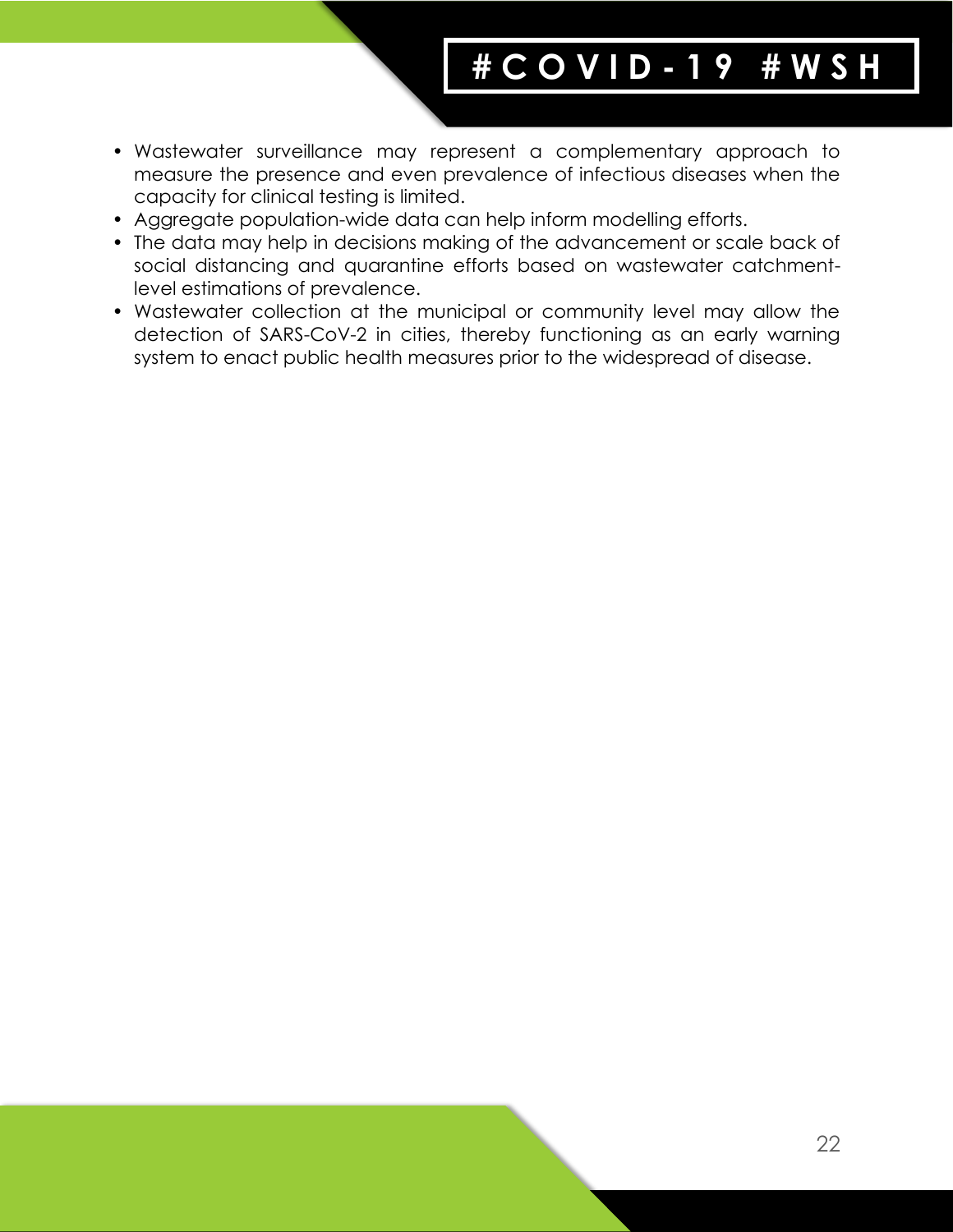- Wastewater surveillance may represent a complementary approach to measure the presence and even prevalence of infectious diseases when the capacity for clinical testing is limited.
- Aggregate population-wide data can help inform modelling efforts.
- The data may help in decisions making of the advancement or scale back of social distancing and quarantine efforts based on wastewater catchment-level estimations of prevalence.
- Wastewater collection at the municipal or community level may allow the detection of SARS-CoV-2 in cities, thereby functioning as an early warning system to enact public health measures prior to the widespread of disease.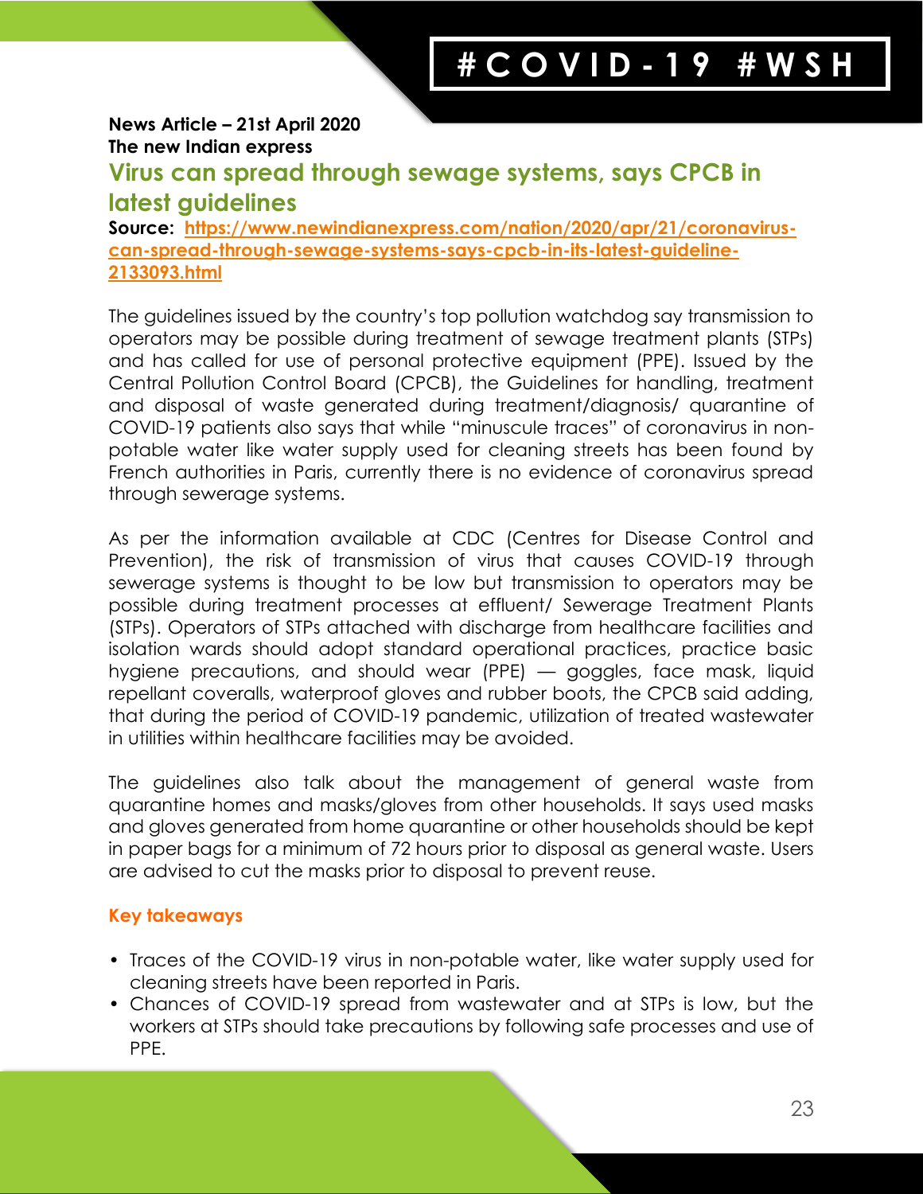**News Article – 21st April 2020**
**The new Indian express**

## Virus can spread through sewage systems, says CPCB in latest guidelines

**Source:** [https://www.newindianexpress.com/nation/2020/apr/21/coronavirus-can-spread-through-sewage-systems-says-cpcb-in-its-latest-guideline-2133093.html](https://www.newindianexpress.com/nation/2020/apr/21/coronavirus-can-spread-through-sewage-systems-says-cpcb-in-its-latest-guideline-2133093.html)

The guidelines issued by the country's top pollution watchdog say transmission to operators may be possible during treatment of sewage treatment plants (STPs) and has called for use of personal protective equipment (PPE). Issued by the Central Pollution Control Board (CPCB), the Guidelines for handling, treatment and disposal of waste generated during treatment/diagnosis/ quarantine of COVID-19 patients also says that while "minuscule traces" of coronavirus in non-potable water like water supply used for cleaning streets has been found by French authorities in Paris, currently there is no evidence of coronavirus spread through sewerage systems.

As per the information available at CDC (Centres for Disease Control and Prevention), the risk of transmission of virus that causes COVID-19 through sewerage systems is thought to be low but transmission to operators may be possible during treatment processes at effluent/ Sewerage Treatment Plants (STPs). Operators of STPs attached with discharge from healthcare facilities and isolation wards should adopt standard operational practices, practice basic hygiene precautions, and should wear (PPE) — goggles, face mask, liquid repellant coveralls, waterproof gloves and rubber boots, the CPCB said adding, that during the period of COVID-19 pandemic, utilization of treated wastewater in utilities within healthcare facilities may be avoided.

The guidelines also talk about the management of general waste from quarantine homes and masks/gloves from other households. It says used masks and gloves generated from home quarantine or other households should be kept in paper bags for a minimum of 72 hours prior to disposal as general waste. Users are advised to cut the masks prior to disposal to prevent reuse.

### Key takeaways

- Traces of the COVID-19 virus in non-potable water, like water supply used for cleaning streets have been reported in Paris.
- Chances of COVID-19 spread from wastewater and at STPs is low, but the workers at STPs should take precautions by following safe processes and use of PPE.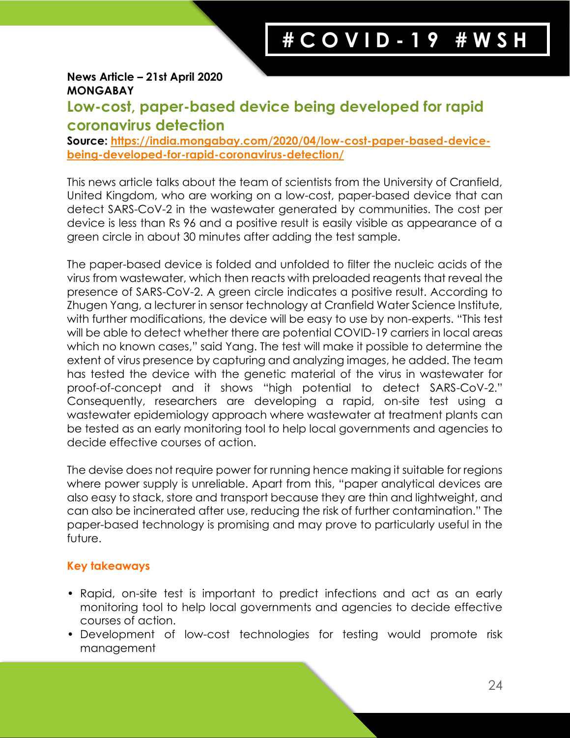**News Article – 21st April 2020**
**MONGABAY**

## Low-cost, paper-based device being developed for rapid coronavirus detection

**Source: [https://india.mongabay.com/2020/04/low-cost-paper-based-device-being-developed-for-rapid-coronavirus-detection/](https://india.mongabay.com/2020/04/low-cost-paper-based-device-being-developed-for-rapid-coronavirus-detection/)**

This news article talks about the team of scientists from the University of Cranfield, United Kingdom, who are working on a low-cost, paper-based device that can detect SARS-CoV-2 in the wastewater generated by communities. The cost per device is less than Rs 96 and a positive result is easily visible as appearance of a green circle in about 30 minutes after adding the test sample.

The paper-based device is folded and unfolded to filter the nucleic acids of the virus from wastewater, which then reacts with preloaded reagents that reveal the presence of SARS-CoV-2. A green circle indicates a positive result. According to Zhugen Yang, a lecturer in sensor technology at Cranfield Water Science Institute, with further modifications, the device will be easy to use by non-experts. "This test will be able to detect whether there are potential COVID-19 carriers in local areas which no known cases," said Yang. The test will make it possible to determine the extent of virus presence by capturing and analyzing images, he added. The team has tested the device with the genetic material of the virus in wastewater for proof-of-concept and it shows "high potential to detect SARS-CoV-2." Consequently, researchers are developing a rapid, on-site test using a wastewater epidemiology approach where wastewater at treatment plants can be tested as an early monitoring tool to help local governments and agencies to decide effective courses of action.

The devise does not require power for running hence making it suitable for regions where power supply is unreliable. Apart from this, "paper analytical devices are also easy to stack, store and transport because they are thin and lightweight, and can also be incinerated after use, reducing the risk of further contamination." The paper-based technology is promising and may prove to particularly useful in the future.

### Key takeaways

- Rapid, on-site test is important to predict infections and act as an early monitoring tool to help local governments and agencies to decide effective courses of action.
- Development of low-cost technologies for testing would promote risk management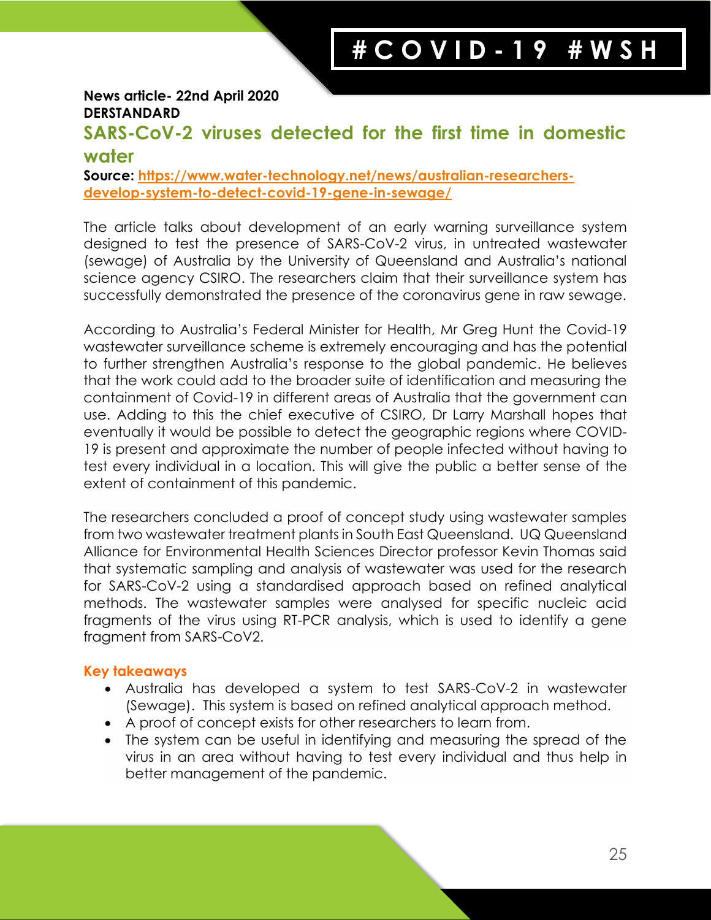**News article- 22nd April 2020**
**DERSTANDARD**

## SARS-CoV-2 viruses detected for the first time in domestic water

**Source: [https://www.water-technology.net/news/australian-researchers-develop-system-to-detect-covid-19-gene-in-sewage/](https://www.water-technology.net/news/australian-researchers-develop-system-to-detect-covid-19-gene-in-sewage/)**

The article talks about development of an early warning surveillance system designed to test the presence of SARS-CoV-2 virus, in untreated wastewater (sewage) of Australia by the University of Queensland and Australia's national science agency CSIRO. The researchers claim that their surveillance system has successfully demonstrated the presence of the coronavirus gene in raw sewage.

According to Australia's Federal Minister for Health, Mr Greg Hunt the Covid-19 wastewater surveillance scheme is extremely encouraging and has the potential to further strengthen Australia's response to the global pandemic. He believes that the work could add to the broader suite of identification and measuring the containment of Covid-19 in different areas of Australia that the government can use. Adding to this the chief executive of CSIRO, Dr Larry Marshall hopes that eventually it would be possible to detect the geographic regions where COVID-19 is present and approximate the number of people infected without having to test every individual in a location. This will give the public a better sense of the extent of containment of this pandemic.

The researchers concluded a proof of concept study using wastewater samples from two wastewater treatment plants in South East Queensland. UQ Queensland Alliance for Environmental Health Sciences Director professor Kevin Thomas said that systematic sampling and analysis of wastewater was used for the research for SARS-CoV-2 using a standardised approach based on refined analytical methods. The wastewater samples were analysed for specific nucleic acid fragments of the virus using RT-PCR analysis, which is used to identify a gene fragment from SARS-CoV2.

### Key takeaways

- Australia has developed a system to test SARS-CoV-2 in wastewater (Sewage). This system is based on refined analytical approach method.
- A proof of concept exists for other researchers to learn from.
- The system can be useful in identifying and measuring the spread of the virus in an area without having to test every individual and thus help in better management of the pandemic.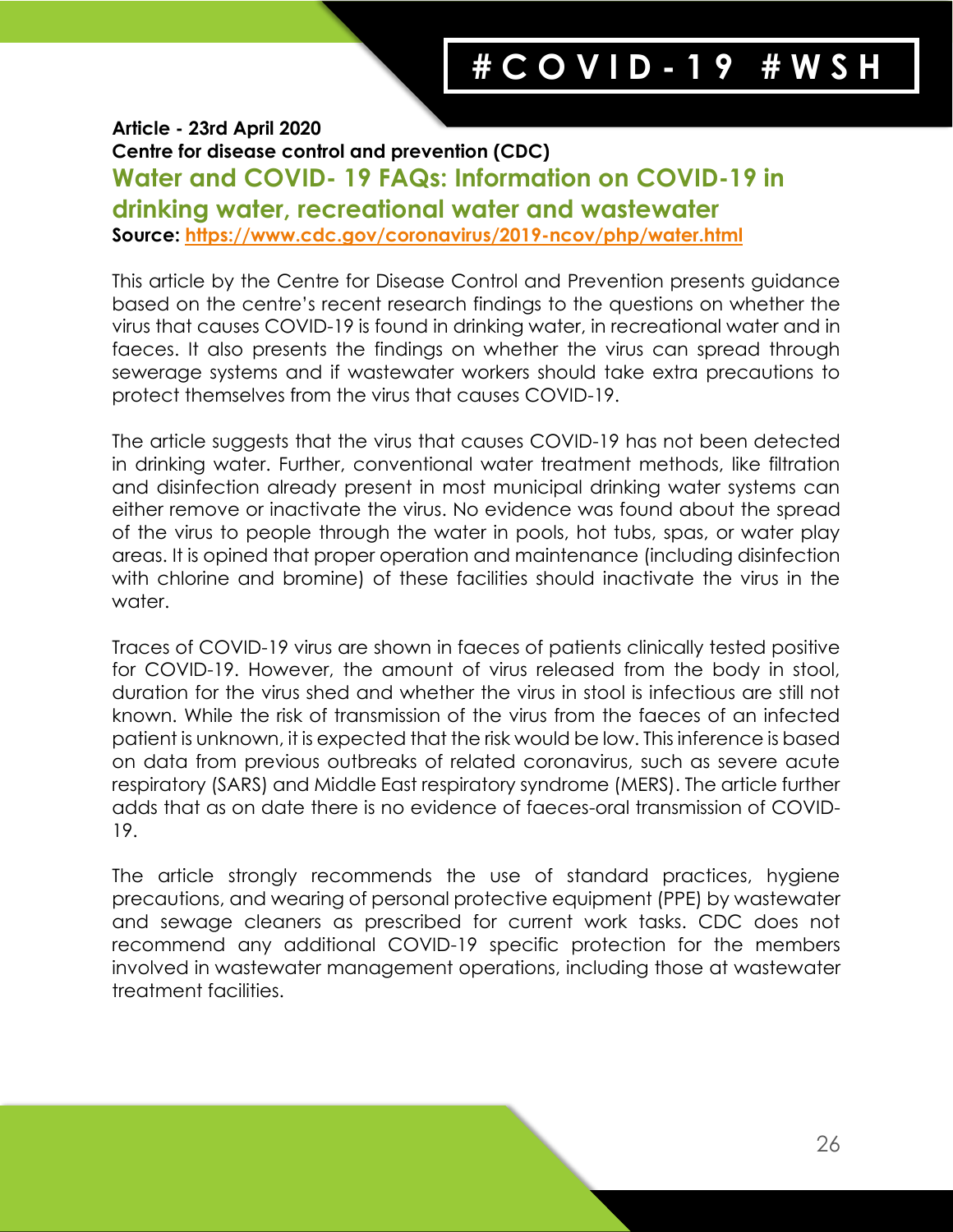**Article - 23rd April 2020**

**Centre for disease control and prevention (CDC)**

## Water and COVID- 19 FAQs: Information on COVID-19 in drinking water, recreational water and wastewater

**Source:** [https://www.cdc.gov/coronavirus/2019-ncov/php/water.html](https://www.cdc.gov/coronavirus/2019-ncov/php/water.html)

This article by the Centre for Disease Control and Prevention presents guidance based on the centre's recent research findings to the questions on whether the virus that causes COVID-19 is found in drinking water, in recreational water and in faeces. It also presents the findings on whether the virus can spread through sewerage systems and if wastewater workers should take extra precautions to protect themselves from the virus that causes COVID-19.

The article suggests that the virus that causes COVID-19 has not been detected in drinking water. Further, conventional water treatment methods, like filtration and disinfection already present in most municipal drinking water systems can either remove or inactivate the virus. No evidence was found about the spread of the virus to people through the water in pools, hot tubs, spas, or water play areas. It is opined that proper operation and maintenance (including disinfection with chlorine and bromine) of these facilities should inactivate the virus in the water.

Traces of COVID-19 virus are shown in faeces of patients clinically tested positive for COVID-19. However, the amount of virus released from the body in stool, duration for the virus shed and whether the virus in stool is infectious are still not known. While the risk of transmission of the virus from the faeces of an infected patient is unknown, it is expected that the risk would be low. This inference is based on data from previous outbreaks of related coronavirus, such as severe acute respiratory (SARS) and Middle East respiratory syndrome (MERS). The article further adds that as on date there is no evidence of faeces-oral transmission of COVID-19.

The article strongly recommends the use of standard practices, hygiene precautions, and wearing of personal protective equipment (PPE) by wastewater and sewage cleaners as prescribed for current work tasks. CDC does not recommend any additional COVID-19 specific protection for the members involved in wastewater management operations, including those at wastewater treatment facilities.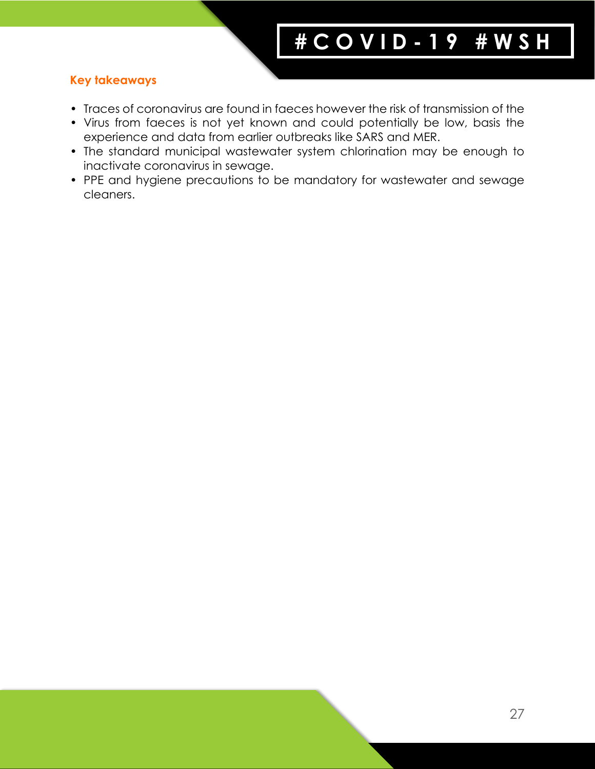**Key takeaways**

- Traces of coronavirus are found in faeces however the risk of transmission of the
- Virus from faeces is not yet known and could potentially be low, basis the experience and data from earlier outbreaks like SARS and MER.
- The standard municipal wastewater system chlorination may be enough to inactivate coronavirus in sewage.
- PPE and hygiene precautions to be mandatory for wastewater and sewage cleaners.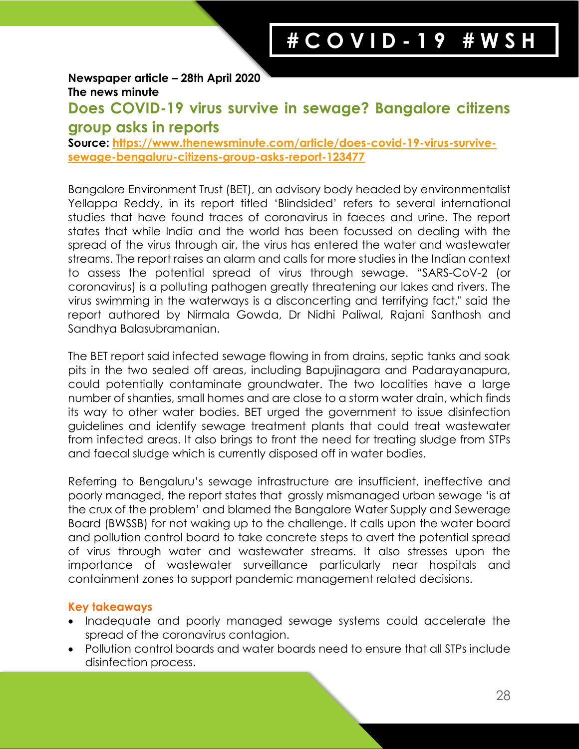**Newspaper article – 28th April 2020**
**The news minute**

## Does COVID-19 virus survive in sewage? Bangalore citizens group asks in reports

**Source:** [https://www.thenewsminute.com/article/does-covid-19-virus-survive-sewage-bengaluru-citizens-group-asks-report-123477](https://www.thenewsminute.com/article/does-covid-19-virus-survive-sewage-bengaluru-citizens-group-asks-report-123477)

Bangalore Environment Trust (BET), an advisory body headed by environmentalist Yellappa Reddy, in its report titled 'Blindsided' refers to several international studies that have found traces of coronavirus in faeces and urine. The report states that while India and the world has been focussed on dealing with the spread of the virus through air, the virus has entered the water and wastewater streams. The report raises an alarm and calls for more studies in the Indian context to assess the potential spread of virus through sewage. "SARS-CoV-2 (or coronavirus) is a polluting pathogen greatly threatening our lakes and rivers. The virus swimming in the waterways is a disconcerting and terrifying fact," said the report authored by Nirmala Gowda, Dr Nidhi Paliwal, Rajani Santhosh and Sandhya Balasubramanian.

The BET report said infected sewage flowing in from drains, septic tanks and soak pits in the two sealed off areas, including Bapujinagara and Padarayanapura, could potentially contaminate groundwater. The two localities have a large number of shanties, small homes and are close to a storm water drain, which finds its way to other water bodies. BET urged the government to issue disinfection guidelines and identify sewage treatment plants that could treat wastewater from infected areas. It also brings to front the need for treating sludge from STPs and faecal sludge which is currently disposed off in water bodies.

Referring to Bengaluru's sewage infrastructure are insufficient, ineffective and poorly managed, the report states that grossly mismanaged urban sewage 'is at the crux of the problem' and blamed the Bangalore Water Supply and Sewerage Board (BWSSB) for not waking up to the challenge. It calls upon the water board and pollution control board to take concrete steps to avert the potential spread of virus through water and wastewater streams. It also stresses upon the importance of wastewater surveillance particularly near hospitals and containment zones to support pandemic management related decisions.

### Key takeaways

- Inadequate and poorly managed sewage systems could accelerate the spread of the coronavirus contagion.
- Pollution control boards and water boards need to ensure that all STPs include disinfection process.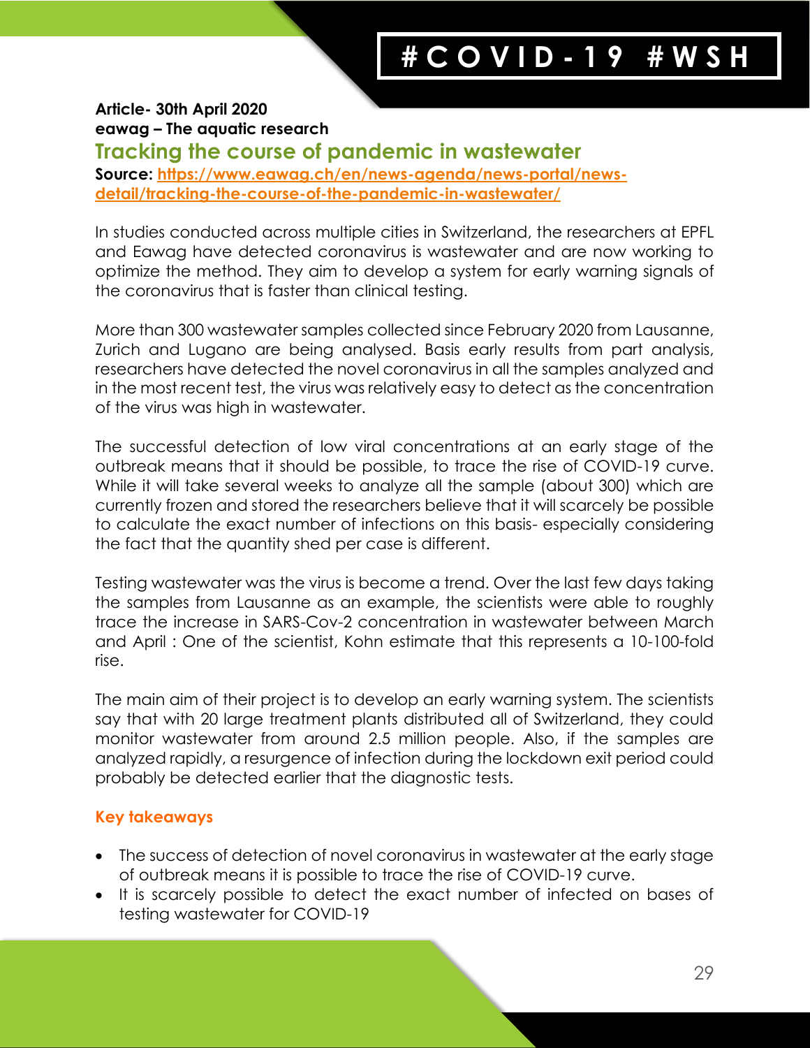**Article- 30th April 2020**
**eawag – The aquatic research**

## Tracking the course of pandemic in wastewater

**Source: [https://www.eawag.ch/en/news-agenda/news-portal/news-detail/tracking-the-course-of-the-pandemic-in-wastewater/](https://www.eawag.ch/en/news-agenda/news-portal/news-detail/tracking-the-course-of-the-pandemic-in-wastewater/)**

In studies conducted across multiple cities in Switzerland, the researchers at EPFL and Eawag have detected coronavirus is wastewater and are now working to optimize the method. They aim to develop a system for early warning signals of the coronavirus that is faster than clinical testing.

More than 300 wastewater samples collected since February 2020 from Lausanne, Zurich and Lugano are being analysed. Basis early results from part analysis, researchers have detected the novel coronavirus in all the samples analyzed and in the most recent test, the virus was relatively easy to detect as the concentration of the virus was high in wastewater.

The successful detection of low viral concentrations at an early stage of the outbreak means that it should be possible, to trace the rise of COVID-19 curve. While it will take several weeks to analyze all the sample (about 300) which are currently frozen and stored the researchers believe that it will scarcely be possible to calculate the exact number of infections on this basis- especially considering the fact that the quantity shed per case is different.

Testing wastewater was the virus is become a trend. Over the last few days taking the samples from Lausanne as an example, the scientists were able to roughly trace the increase in SARS-Cov-2 concentration in wastewater between March and April : One of the scientist, Kohn estimate that this represents a 10-100-fold rise.

The main aim of their project is to develop an early warning system. The scientists say that with 20 large treatment plants distributed all of Switzerland, they could monitor wastewater from around 2.5 million people. Also, if the samples are analyzed rapidly, a resurgence of infection during the lockdown exit period could probably be detected earlier that the diagnostic tests.

### Key takeaways

- The success of detection of novel coronavirus in wastewater at the early stage of outbreak means it is possible to trace the rise of COVID-19 curve.
- It is scarcely possible to detect the exact number of infected on bases of testing wastewater for COVID-19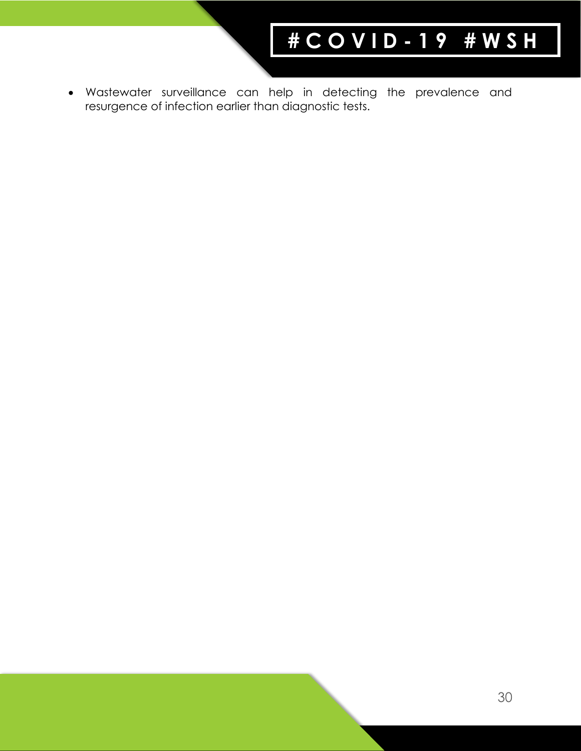- Wastewater surveillance can help in detecting the prevalence and resurgence of infection earlier than diagnostic tests.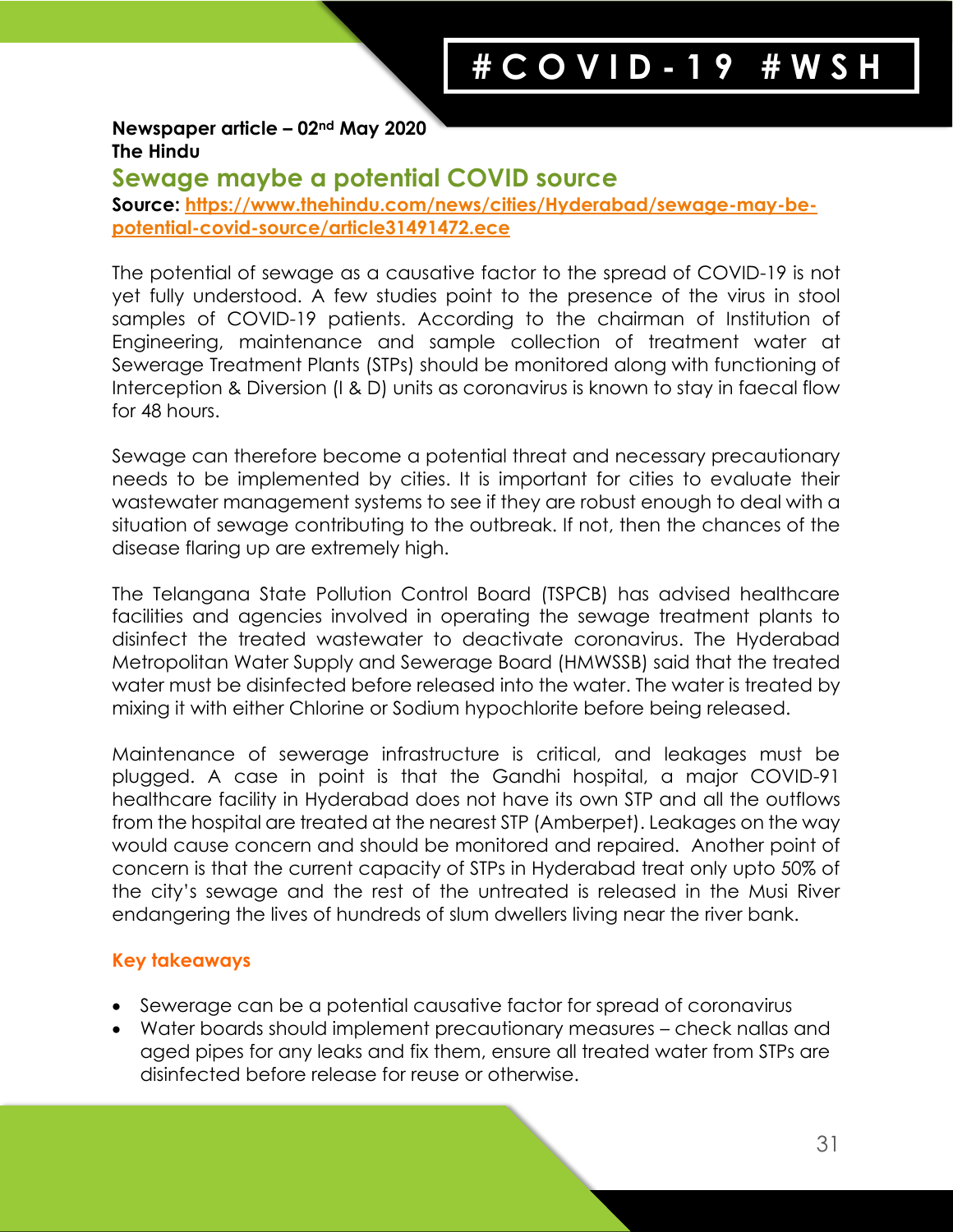**Newspaper article – 02nd May 2020**
**The Hindu**

## Sewage maybe a potential COVID source

**Source: [https://www.thehindu.com/news/cities/Hyderabad/sewage-may-be-potential-covid-source/article31491472.ece](https://www.thehindu.com/news/cities/Hyderabad/sewage-may-be-potential-covid-source/article31491472.ece)**

The potential of sewage as a causative factor to the spread of COVID-19 is not yet fully understood. A few studies point to the presence of the virus in stool samples of COVID-19 patients. According to the chairman of Institution of Engineering, maintenance and sample collection of treatment water at Sewerage Treatment Plants (STPs) should be monitored along with functioning of Interception & Diversion (I & D) units as coronavirus is known to stay in faecal flow for 48 hours.

Sewage can therefore become a potential threat and necessary precautionary needs to be implemented by cities. It is important for cities to evaluate their wastewater management systems to see if they are robust enough to deal with a situation of sewage contributing to the outbreak. If not, then the chances of the disease flaring up are extremely high.

The Telangana State Pollution Control Board (TSPCB) has advised healthcare facilities and agencies involved in operating the sewage treatment plants to disinfect the treated wastewater to deactivate coronavirus. The Hyderabad Metropolitan Water Supply and Sewerage Board (HMWSSB) said that the treated water must be disinfected before released into the water. The water is treated by mixing it with either Chlorine or Sodium hypochlorite before being released.

Maintenance of sewerage infrastructure is critical, and leakages must be plugged. A case in point is that the Gandhi hospital, a major COVID-91 healthcare facility in Hyderabad does not have its own STP and all the outflows from the hospital are treated at the nearest STP (Amberpet). Leakages on the way would cause concern and should be monitored and repaired. Another point of concern is that the current capacity of STPs in Hyderabad treat only upto 50% of the city's sewage and the rest of the untreated is released in the Musi River endangering the lives of hundreds of slum dwellers living near the river bank.

### Key takeaways

- Sewerage can be a potential causative factor for spread of coronavirus
- Water boards should implement precautionary measures – check nallas and aged pipes for any leaks and fix them, ensure all treated water from STPs are disinfected before release for reuse or otherwise.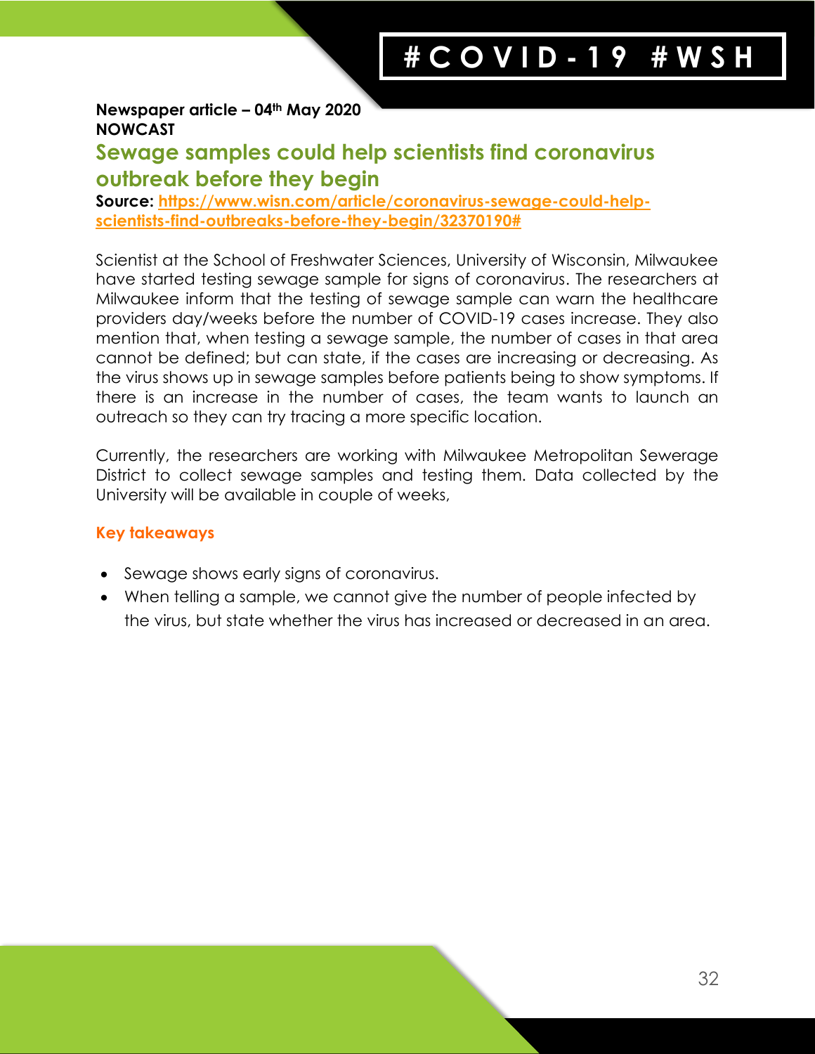**Newspaper article – 04th May 2020**
**NOWCAST**

## Sewage samples could help scientists find coronavirus outbreak before they begin

**Source:** [https://www.wisn.com/article/coronavirus-sewage-could-help-scientists-find-outbreaks-before-they-begin/32370190#](https://www.wisn.com/article/coronavirus-sewage-could-help-scientists-find-outbreaks-before-they-begin/32370190#)

Scientist at the School of Freshwater Sciences, University of Wisconsin, Milwaukee have started testing sewage sample for signs of coronavirus. The researchers at Milwaukee inform that the testing of sewage sample can warn the healthcare providers day/weeks before the number of COVID-19 cases increase. They also mention that, when testing a sewage sample, the number of cases in that area cannot be defined; but can state, if the cases are increasing or decreasing. As the virus shows up in sewage samples before patients being to show symptoms. If there is an increase in the number of cases, the team wants to launch an outreach so they can try tracing a more specific location.

Currently, the researchers are working with Milwaukee Metropolitan Sewerage District to collect sewage samples and testing them. Data collected by the University will be available in couple of weeks,

**Key takeaways**

- Sewage shows early signs of coronavirus.
- When telling a sample, we cannot give the number of people infected by the virus, but state whether the virus has increased or decreased in an area.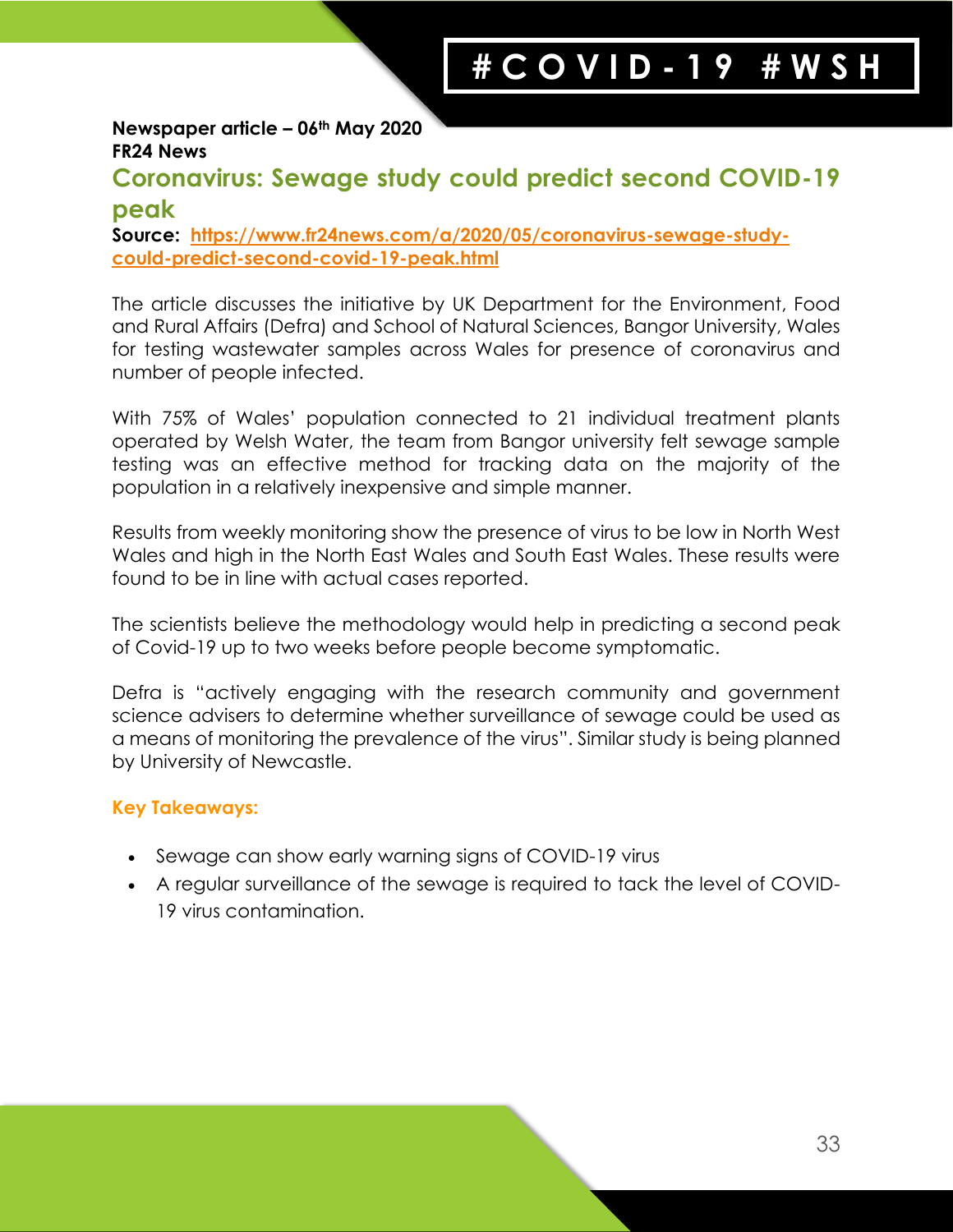**Newspaper article – 06th May 2020**
**FR24 News**

## Coronavirus: Sewage study could predict second COVID-19 peak

**Source: [https://www.fr24news.com/a/2020/05/coronavirus-sewage-study-could-predict-second-covid-19-peak.html](https://www.fr24news.com/a/2020/05/coronavirus-sewage-study-could-predict-second-covid-19-peak.html)**

The article discusses the initiative by UK Department for the Environment, Food and Rural Affairs (Defra) and School of Natural Sciences, Bangor University, Wales for testing wastewater samples across Wales for presence of coronavirus and number of people infected.

With 75% of Wales' population connected to 21 individual treatment plants operated by Welsh Water, the team from Bangor university felt sewage sample testing was an effective method for tracking data on the majority of the population in a relatively inexpensive and simple manner.

Results from weekly monitoring show the presence of virus to be low in North West Wales and high in the North East Wales and South East Wales. These results were found to be in line with actual cases reported.

The scientists believe the methodology would help in predicting a second peak of Covid-19 up to two weeks before people become symptomatic.

Defra is "actively engaging with the research community and government science advisers to determine whether surveillance of sewage could be used as a means of monitoring the prevalence of the virus". Similar study is being planned by University of Newcastle.

**Key Takeaways:**

- Sewage can show early warning signs of COVID-19 virus
- A regular surveillance of the sewage is required to tack the level of COVID-19 virus contamination.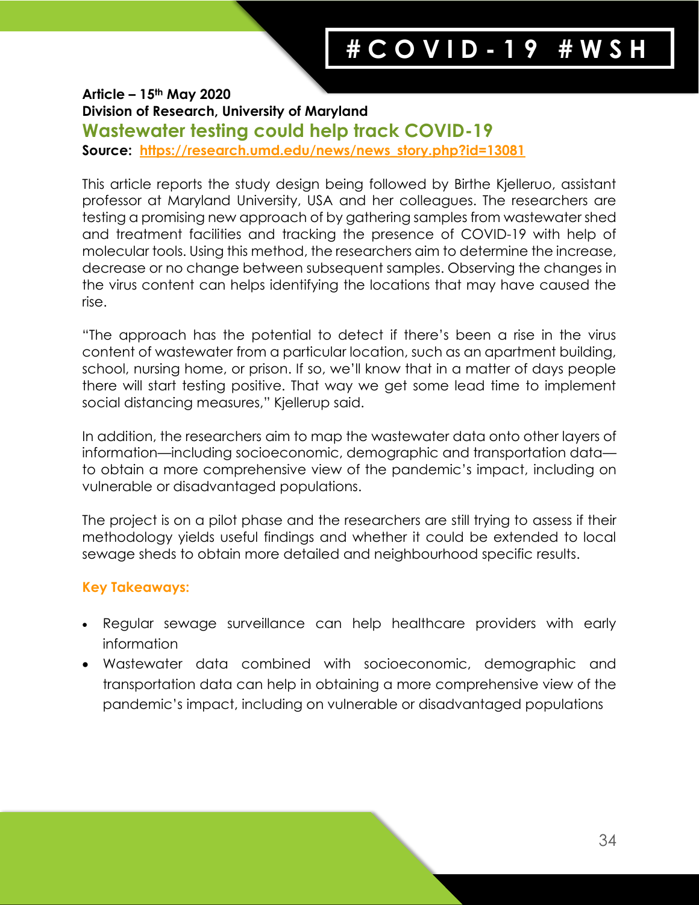**Article – 15th May 2020**
**Division of Research, University of Maryland**

## Wastewater testing could help track COVID-19

**Source:** [https://research.umd.edu/news/news_story.php?id=13081](https://research.umd.edu/news/news_story.php?id=13081)

This article reports the study design being followed by Birthe Kjelleruo, assistant professor at Maryland University, USA and her colleagues. The researchers are testing a promising new approach of by gathering samples from wastewater shed and treatment facilities and tracking the presence of COVID-19 with help of molecular tools. Using this method, the researchers aim to determine the increase, decrease or no change between subsequent samples. Observing the changes in the virus content can helps identifying the locations that may have caused the rise.

"The approach has the potential to detect if there's been a rise in the virus content of wastewater from a particular location, such as an apartment building, school, nursing home, or prison. If so, we'll know that in a matter of days people there will start testing positive. That way we get some lead time to implement social distancing measures," Kjellerup said.

In addition, the researchers aim to map the wastewater data onto other layers of information—including socioeconomic, demographic and transportation data—to obtain a more comprehensive view of the pandemic's impact, including on vulnerable or disadvantaged populations.

The project is on a pilot phase and the researchers are still trying to assess if their methodology yields useful findings and whether it could be extended to local sewage sheds to obtain more detailed and neighbourhood specific results.

**Key Takeaways:**

- Regular sewage surveillance can help healthcare providers with early information
- Wastewater data combined with socioeconomic, demographic and transportation data can help in obtaining a more comprehensive view of the pandemic's impact, including on vulnerable or disadvantaged populations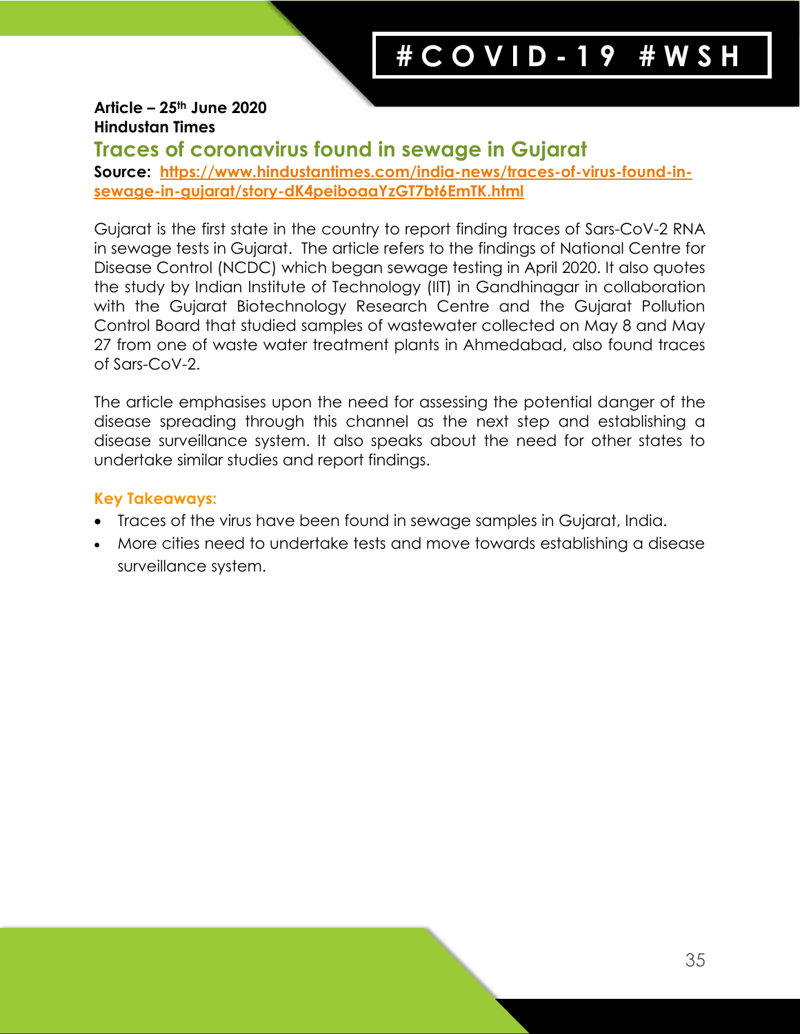**Article – 25th June 2020**
**Hindustan Times**

## Traces of coronavirus found in sewage in Gujarat

**Source:** [https://www.hindustantimes.com/india-news/traces-of-virus-found-in-sewage-in-gujarat/story-dK4peiboaaYzGT7bt6EmTK.html](https://www.hindustantimes.com/india-news/traces-of-virus-found-in-sewage-in-gujarat/story-dK4peiboaaYzGT7bt6EmTK.html)

Gujarat is the first state in the country to report finding traces of Sars-CoV-2 RNA in sewage tests in Gujarat. The article refers to the findings of National Centre for Disease Control (NCDC) which began sewage testing in April 2020. It also quotes the study by Indian Institute of Technology (IIT) in Gandhinagar in collaboration with the Gujarat Biotechnology Research Centre and the Gujarat Pollution Control Board that studied samples of wastewater collected on May 8 and May 27 from one of waste water treatment plants in Ahmedabad, also found traces of Sars-CoV-2.

The article emphasises upon the need for assessing the potential danger of the disease spreading through this channel as the next step and establishing a disease surveillance system. It also speaks about the need for other states to undertake similar studies and report findings.

**Key Takeaways:**

- Traces of the virus have been found in sewage samples in Gujarat, India.
- More cities need to undertake tests and move towards establishing a disease surveillance system.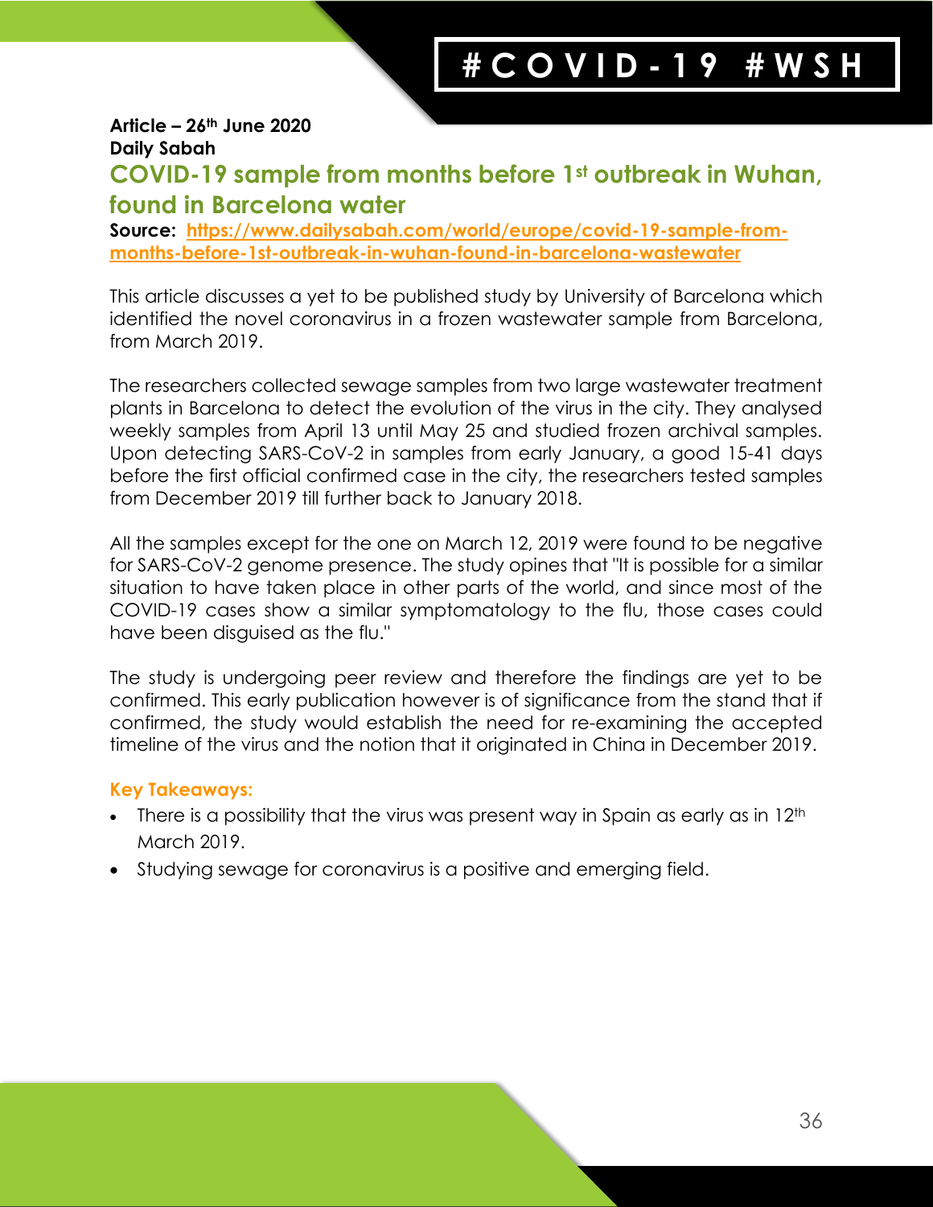**Article – 26th June 2020**
**Daily Sabah**

## COVID-19 sample from months before 1st outbreak in Wuhan, found in Barcelona water

**Source:** https://www.dailysabah.com/world/europe/covid-19-sample-from-months-before-1st-outbreak-in-wuhan-found-in-barcelona-wastewater

This article discusses a yet to be published study by University of Barcelona which identified the novel coronavirus in a frozen wastewater sample from Barcelona, from March 2019.

The researchers collected sewage samples from two large wastewater treatment plants in Barcelona to detect the evolution of the virus in the city. They analysed weekly samples from April 13 until May 25 and studied frozen archival samples. Upon detecting SARS-CoV-2 in samples from early January, a good 15-41 days before the first official confirmed case in the city, the researchers tested samples from December 2019 till further back to January 2018.

All the samples except for the one on March 12, 2019 were found to be negative for SARS-CoV-2 genome presence. The study opines that "It is possible for a similar situation to have taken place in other parts of the world, and since most of the COVID-19 cases show a similar symptomatology to the flu, those cases could have been disguised as the flu."

The study is undergoing peer review and therefore the findings are yet to be confirmed. This early publication however is of significance from the stand that if confirmed, the study would establish the need for re-examining the accepted timeline of the virus and the notion that it originated in China in December 2019.

**Key Takeaways:**

- There is a possibility that the virus was present way in Spain as early as in 12th March 2019.
- Studying sewage for coronavirus is a positive and emerging field.